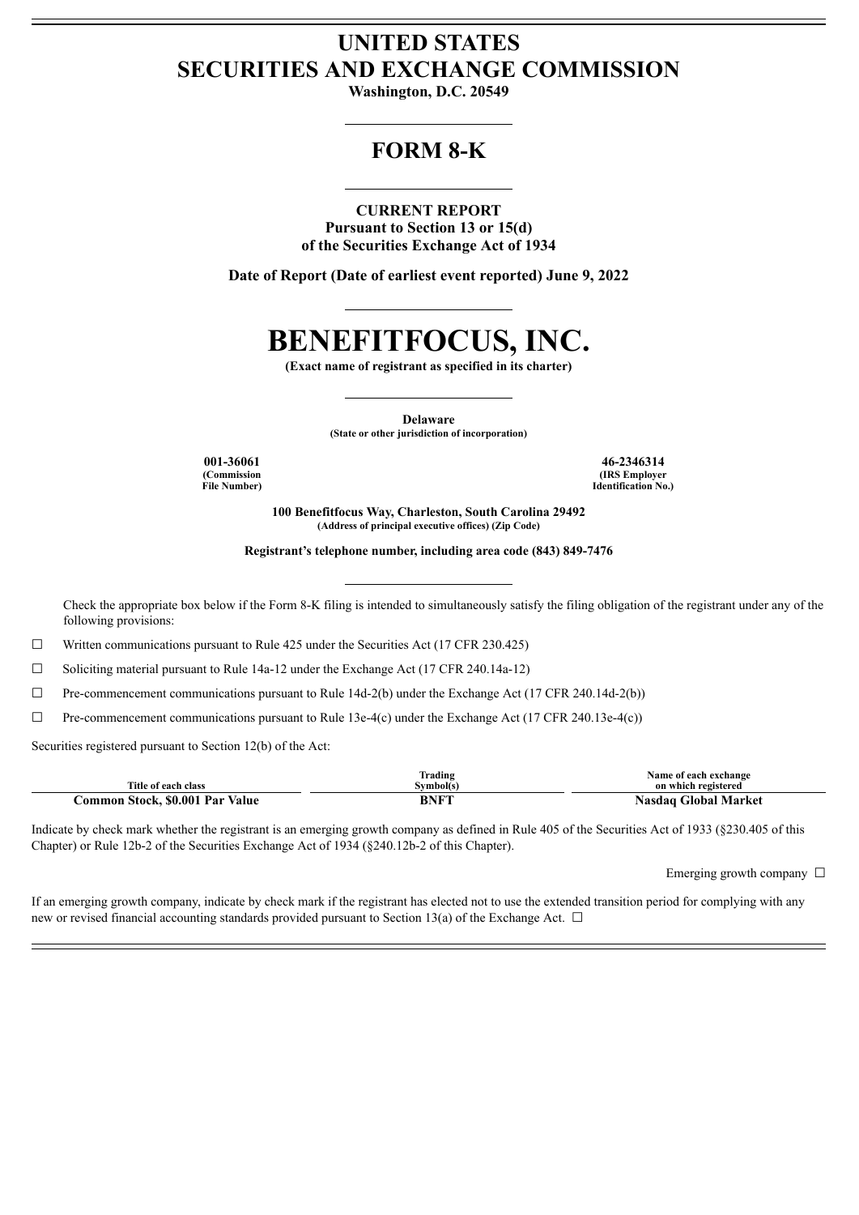# UNITED STATES
# SECURITIES AND EXCHANGE COMMISSION

**Washington, D.C. 20549**

## FORM 8-K

**CURRENT REPORT**
**Pursuant to Section 13 or 15(d)**
**of the Securities Exchange Act of 1934**

**Date of Report (Date of earliest event reported) June 9, 2022**

# BENEFITFOCUS, INC.

**(Exact name of registrant as specified in its charter)**

**Delaware**
**(State or other jurisdiction of incorporation)**

| 001-36061 | 46-2346314 |
|---|---|
| (Commission File Number) | (IRS Employer Identification No.) |

**100 Benefitfocus Way, Charleston, South Carolina 29492**
**(Address of principal executive offices) (Zip Code)**

**Registrant's telephone number, including area code (843) 849-7476**

Check the appropriate box below if the Form 8-K filing is intended to simultaneously satisfy the filing obligation of the registrant under any of the following provisions:

☐ Written communications pursuant to Rule 425 under the Securities Act (17 CFR 230.425)

☐ Soliciting material pursuant to Rule 14a-12 under the Exchange Act (17 CFR 240.14a-12)

☐ Pre-commencement communications pursuant to Rule 14d-2(b) under the Exchange Act (17 CFR 240.14d-2(b))

☐ Pre-commencement communications pursuant to Rule 13e-4(c) under the Exchange Act (17 CFR 240.13e-4(c))

Securities registered pursuant to Section 12(b) of the Act:

| Title of each class | Trading Symbol(s) | Name of each exchange on which registered |
|---|---|---|
| **Common Stock, $0.001 Par Value** | **BNFT** | **Nasdaq Global Market** |

Indicate by check mark whether the registrant is an emerging growth company as defined in Rule 405 of the Securities Act of 1933 (§230.405 of this Chapter) or Rule 12b-2 of the Securities Exchange Act of 1934 (§240.12b-2 of this Chapter).

Emerging growth company ☐

If an emerging growth company, indicate by check mark if the registrant has elected not to use the extended transition period for complying with any new or revised financial accounting standards provided pursuant to Section 13(a) of the Exchange Act. ☐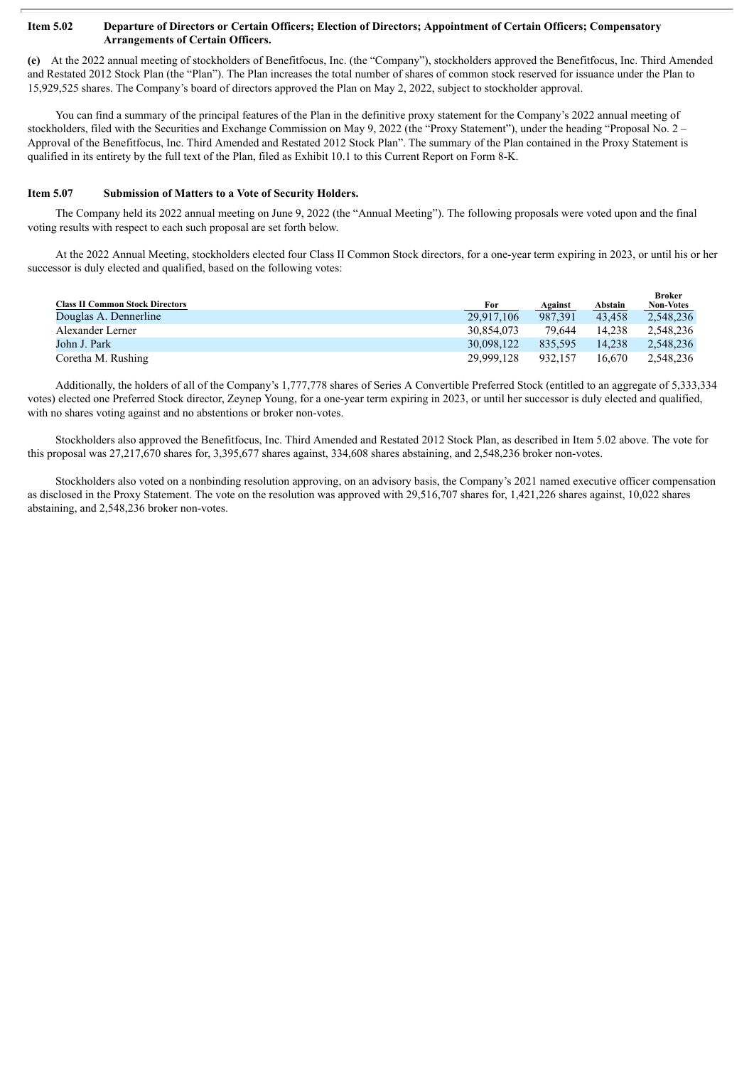**Item 5.02 Departure of Directors or Certain Officers; Election of Directors; Appointment of Certain Officers; Compensatory Arrangements of Certain Officers.**

**(e)** At the 2022 annual meeting of stockholders of Benefitfocus, Inc. (the "Company"), stockholders approved the Benefitfocus, Inc. Third Amended and Restated 2012 Stock Plan (the "Plan"). The Plan increases the total number of shares of common stock reserved for issuance under the Plan to 15,929,525 shares. The Company's board of directors approved the Plan on May 2, 2022, subject to stockholder approval.

You can find a summary of the principal features of the Plan in the definitive proxy statement for the Company's 2022 annual meeting of stockholders, filed with the Securities and Exchange Commission on May 9, 2022 (the "Proxy Statement"), under the heading "Proposal No. 2 – Approval of the Benefitfocus, Inc. Third Amended and Restated 2012 Stock Plan". The summary of the Plan contained in the Proxy Statement is qualified in its entirety by the full text of the Plan, filed as Exhibit 10.1 to this Current Report on Form 8-K.

**Item 5.07 Submission of Matters to a Vote of Security Holders.**

The Company held its 2022 annual meeting on June 9, 2022 (the "Annual Meeting"). The following proposals were voted upon and the final voting results with respect to each such proposal are set forth below.

At the 2022 Annual Meeting, stockholders elected four Class II Common Stock directors, for a one-year term expiring in 2023, or until his or her successor is duly elected and qualified, based on the following votes:

| Class II Common Stock Directors | For | Against | Abstain | Broker Non-Votes |
|---|---|---|---|---|
| Douglas A. Dennerline | 29,917,106 | 987,391 | 43,458 | 2,548,236 |
| Alexander Lerner | 30,854,073 | 79,644 | 14,238 | 2,548,236 |
| John J. Park | 30,098,122 | 835,595 | 14,238 | 2,548,236 |
| Coretha M. Rushing | 29,999,128 | 932,157 | 16,670 | 2,548,236 |

Additionally, the holders of all of the Company's 1,777,778 shares of Series A Convertible Preferred Stock (entitled to an aggregate of 5,333,334 votes) elected one Preferred Stock director, Zeynep Young, for a one-year term expiring in 2023, or until her successor is duly elected and qualified, with no shares voting against and no abstentions or broker non-votes.

Stockholders also approved the Benefitfocus, Inc. Third Amended and Restated 2012 Stock Plan, as described in Item 5.02 above. The vote for this proposal was 27,217,670 shares for, 3,395,677 shares against, 334,608 shares abstaining, and 2,548,236 broker non-votes.

Stockholders also voted on a nonbinding resolution approving, on an advisory basis, the Company's 2021 named executive officer compensation as disclosed in the Proxy Statement. The vote on the resolution was approved with 29,516,707 shares for, 1,421,226 shares against, 10,022 shares abstaining, and 2,548,236 broker non-votes.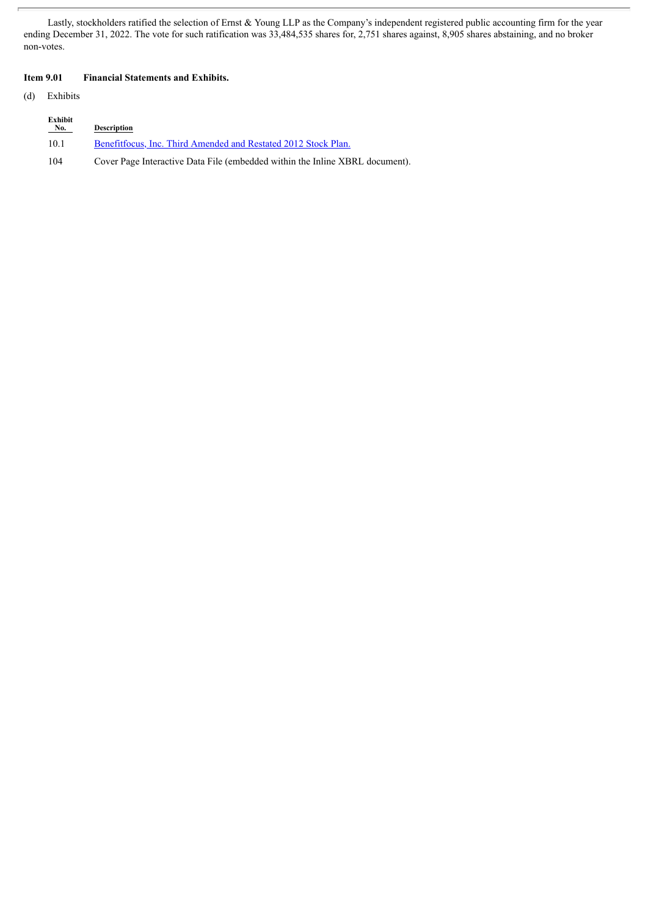Lastly, stockholders ratified the selection of Ernst & Young LLP as the Company's independent registered public accounting firm for the year ending December 31, 2022. The vote for such ratification was 33,484,535 shares for, 2,751 shares against, 8,905 shares abstaining, and no broker non-votes.

**Item 9.01 Financial Statements and Exhibits.**

(d) Exhibits

| Exhibit No. | Description |
| --- | --- |
| 10.1 | Benefitfocus, Inc. Third Amended and Restated 2012 Stock Plan. |
| 104 | Cover Page Interactive Data File (embedded within the Inline XBRL document). |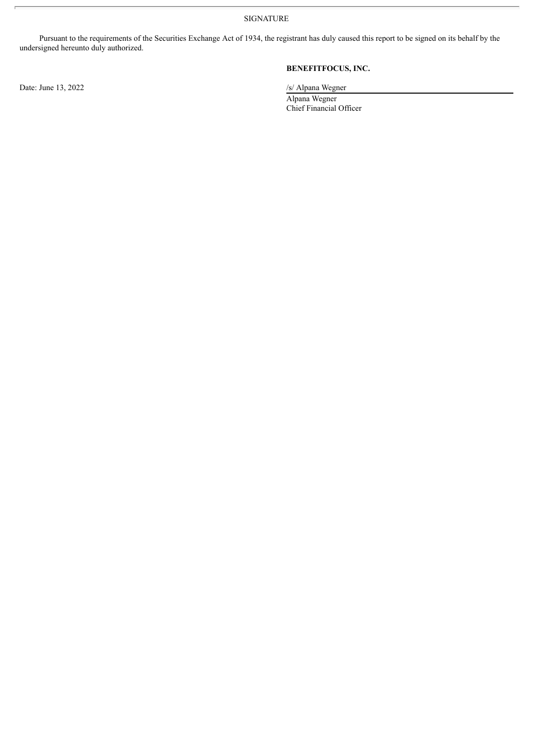SIGNATURE

Pursuant to the requirements of the Securities Exchange Act of 1934, the registrant has duly caused this report to be signed on its behalf by the undersigned hereunto duly authorized.

**BENEFITFOCUS, INC.**

Date: June 13, 2022

/s/ Alpana Wegner

Alpana Wegner
Chief Financial Officer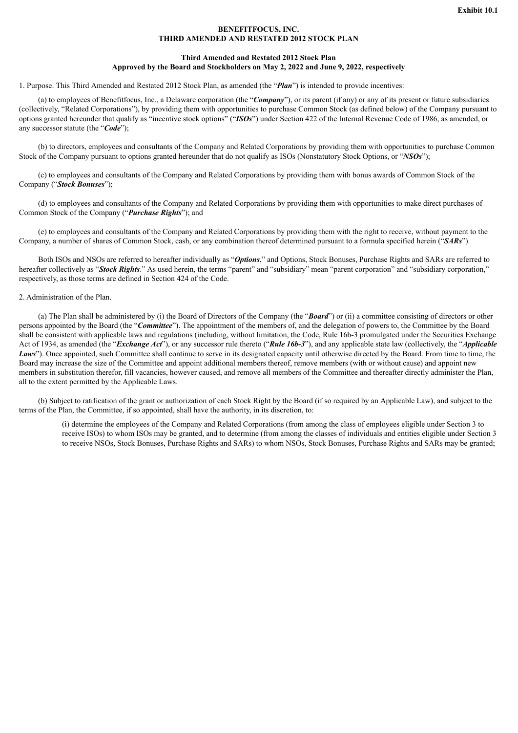**Exhibit 10.1**

**BENEFITFOCUS, INC.**
**THIRD AMENDED AND RESTATED 2012 STOCK PLAN**

**Third Amended and Restated 2012 Stock Plan**
**Approved by the Board and Stockholders on May 2, 2022 and June 9, 2022, respectively**

1. Purpose. This Third Amended and Restated 2012 Stock Plan, as amended (the "***Plan***") is intended to provide incentives:

(a) to employees of Benefitfocus, Inc., a Delaware corporation (the "***Company***"), or its parent (if any) or any of its present or future subsidiaries (collectively, "Related Corporations"), by providing them with opportunities to purchase Common Stock (as defined below) of the Company pursuant to options granted hereunder that qualify as "incentive stock options" ("***ISOs***") under Section 422 of the Internal Revenue Code of 1986, as amended, or any successor statute (the "***Code***");

(b) to directors, employees and consultants of the Company and Related Corporations by providing them with opportunities to purchase Common Stock of the Company pursuant to options granted hereunder that do not qualify as ISOs (Nonstatutory Stock Options, or "***NSOs***");

(c) to employees and consultants of the Company and Related Corporations by providing them with bonus awards of Common Stock of the Company ("***Stock Bonuses***");

(d) to employees and consultants of the Company and Related Corporations by providing them with opportunities to make direct purchases of Common Stock of the Company ("***Purchase Rights***"); and

(e) to employees and consultants of the Company and Related Corporations by providing them with the right to receive, without payment to the Company, a number of shares of Common Stock, cash, or any combination thereof determined pursuant to a formula specified herein ("***SARs***").

Both ISOs and NSOs are referred to hereafter individually as "***Options***," and Options, Stock Bonuses, Purchase Rights and SARs are referred to hereafter collectively as "***Stock Rights***." As used herein, the terms "parent" and "subsidiary" mean "parent corporation" and "subsidiary corporation," respectively, as those terms are defined in Section 424 of the Code.

2. Administration of the Plan.

(a) The Plan shall be administered by (i) the Board of Directors of the Company (the "***Board***") or (ii) a committee consisting of directors or other persons appointed by the Board (the "***Committee***"). The appointment of the members of, and the delegation of powers to, the Committee by the Board shall be consistent with applicable laws and regulations (including, without limitation, the Code, Rule 16b-3 promulgated under the Securities Exchange Act of 1934, as amended (the "***Exchange Act***"), or any successor rule thereto ("***Rule 16b-3***"), and any applicable state law (collectively, the "***Applicable Laws***"). Once appointed, such Committee shall continue to serve in its designated capacity until otherwise directed by the Board. From time to time, the Board may increase the size of the Committee and appoint additional members thereof, remove members (with or without cause) and appoint new members in substitution therefor, fill vacancies, however caused, and remove all members of the Committee and thereafter directly administer the Plan, all to the extent permitted by the Applicable Laws.

(b) Subject to ratification of the grant or authorization of each Stock Right by the Board (if so required by an Applicable Law), and subject to the terms of the Plan, the Committee, if so appointed, shall have the authority, in its discretion, to:

(i) determine the employees of the Company and Related Corporations (from among the class of employees eligible under Section 3 to receive ISOs) to whom ISOs may be granted, and to determine (from among the classes of individuals and entities eligible under Section 3 to receive NSOs, Stock Bonuses, Purchase Rights and SARs) to whom NSOs, Stock Bonuses, Purchase Rights and SARs may be granted;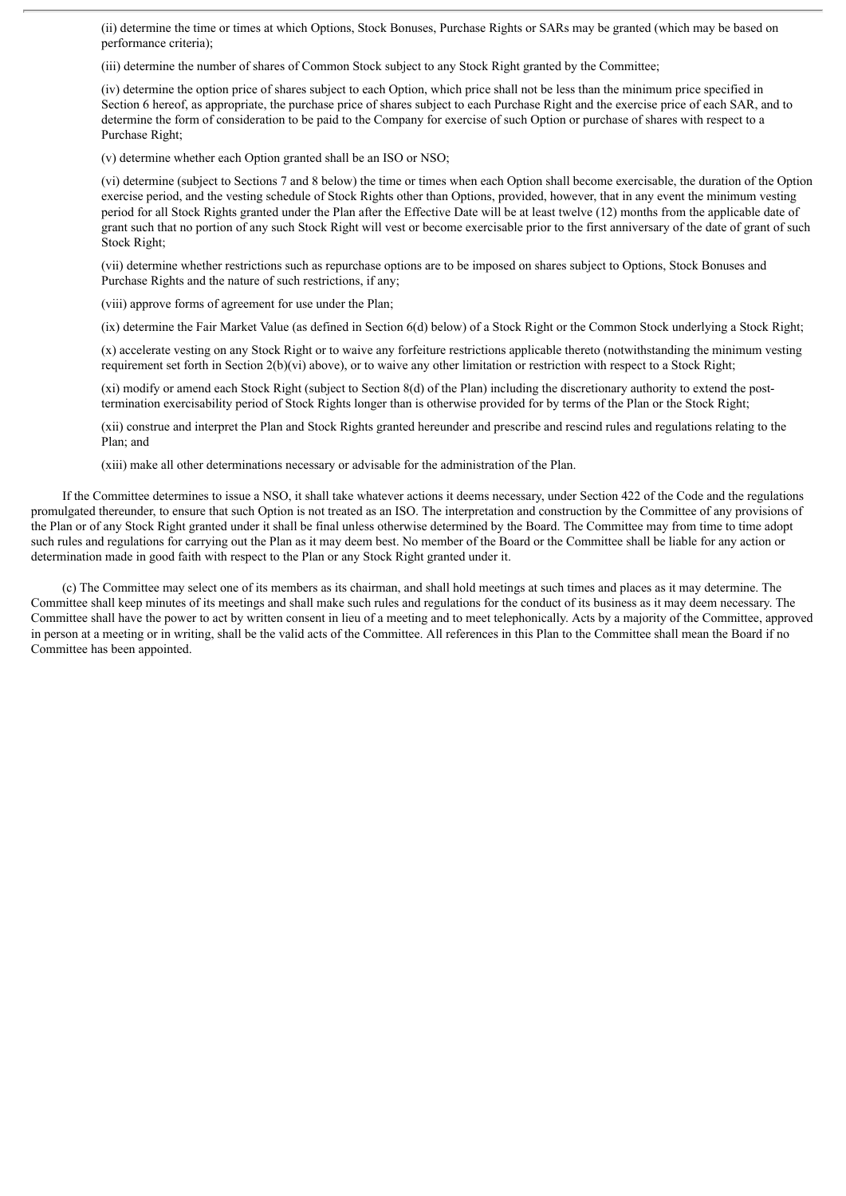(ii) determine the time or times at which Options, Stock Bonuses, Purchase Rights or SARs may be granted (which may be based on performance criteria);

(iii) determine the number of shares of Common Stock subject to any Stock Right granted by the Committee;

(iv) determine the option price of shares subject to each Option, which price shall not be less than the minimum price specified in Section 6 hereof, as appropriate, the purchase price of shares subject to each Purchase Right and the exercise price of each SAR, and to determine the form of consideration to be paid to the Company for exercise of such Option or purchase of shares with respect to a Purchase Right;

(v) determine whether each Option granted shall be an ISO or NSO;

(vi) determine (subject to Sections 7 and 8 below) the time or times when each Option shall become exercisable, the duration of the Option exercise period, and the vesting schedule of Stock Rights other than Options, provided, however, that in any event the minimum vesting period for all Stock Rights granted under the Plan after the Effective Date will be at least twelve (12) months from the applicable date of grant such that no portion of any such Stock Right will vest or become exercisable prior to the first anniversary of the date of grant of such Stock Right;

(vii) determine whether restrictions such as repurchase options are to be imposed on shares subject to Options, Stock Bonuses and Purchase Rights and the nature of such restrictions, if any;

(viii) approve forms of agreement for use under the Plan;

(ix) determine the Fair Market Value (as defined in Section 6(d) below) of a Stock Right or the Common Stock underlying a Stock Right;

(x) accelerate vesting on any Stock Right or to waive any forfeiture restrictions applicable thereto (notwithstanding the minimum vesting requirement set forth in Section 2(b)(vi) above), or to waive any other limitation or restriction with respect to a Stock Right;

(xi) modify or amend each Stock Right (subject to Section 8(d) of the Plan) including the discretionary authority to extend the post-termination exercisability period of Stock Rights longer than is otherwise provided for by terms of the Plan or the Stock Right;

(xii) construe and interpret the Plan and Stock Rights granted hereunder and prescribe and rescind rules and regulations relating to the Plan; and

(xiii) make all other determinations necessary or advisable for the administration of the Plan.

If the Committee determines to issue a NSO, it shall take whatever actions it deems necessary, under Section 422 of the Code and the regulations promulgated thereunder, to ensure that such Option is not treated as an ISO. The interpretation and construction by the Committee of any provisions of the Plan or of any Stock Right granted under it shall be final unless otherwise determined by the Board. The Committee may from time to time adopt such rules and regulations for carrying out the Plan as it may deem best. No member of the Board or the Committee shall be liable for any action or determination made in good faith with respect to the Plan or any Stock Right granted under it.

(c) The Committee may select one of its members as its chairman, and shall hold meetings at such times and places as it may determine. The Committee shall keep minutes of its meetings and shall make such rules and regulations for the conduct of its business as it may deem necessary. The Committee shall have the power to act by written consent in lieu of a meeting and to meet telephonically. Acts by a majority of the Committee, approved in person at a meeting or in writing, shall be the valid acts of the Committee. All references in this Plan to the Committee shall mean the Board if no Committee has been appointed.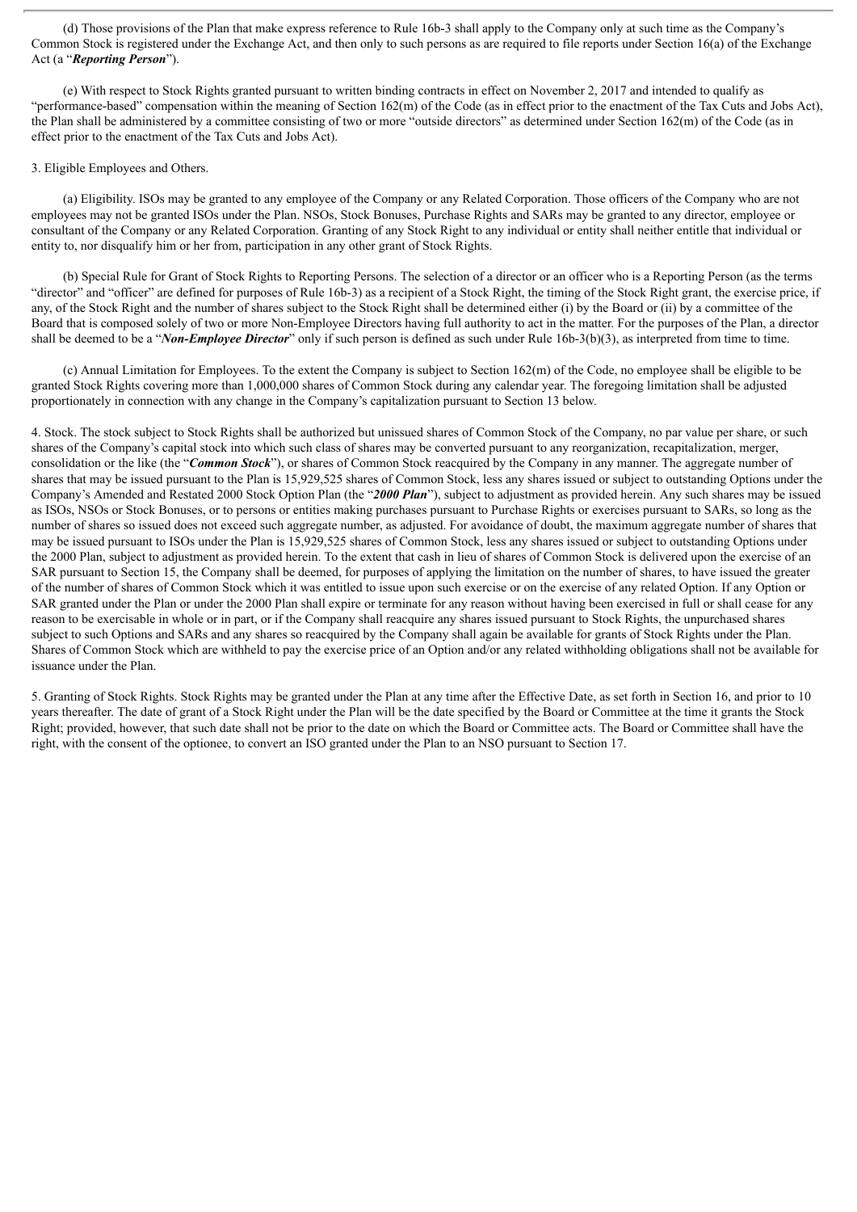(d) Those provisions of the Plan that make express reference to Rule 16b-3 shall apply to the Company only at such time as the Company's Common Stock is registered under the Exchange Act, and then only to such persons as are required to file reports under Section 16(a) of the Exchange Act (a "***Reporting Person***").

(e) With respect to Stock Rights granted pursuant to written binding contracts in effect on November 2, 2017 and intended to qualify as "performance-based" compensation within the meaning of Section 162(m) of the Code (as in effect prior to the enactment of the Tax Cuts and Jobs Act), the Plan shall be administered by a committee consisting of two or more "outside directors" as determined under Section 162(m) of the Code (as in effect prior to the enactment of the Tax Cuts and Jobs Act).

3. Eligible Employees and Others.

(a) Eligibility. ISOs may be granted to any employee of the Company or any Related Corporation. Those officers of the Company who are not employees may not be granted ISOs under the Plan. NSOs, Stock Bonuses, Purchase Rights and SARs may be granted to any director, employee or consultant of the Company or any Related Corporation. Granting of any Stock Right to any individual or entity shall neither entitle that individual or entity to, nor disqualify him or her from, participation in any other grant of Stock Rights.

(b) Special Rule for Grant of Stock Rights to Reporting Persons. The selection of a director or an officer who is a Reporting Person (as the terms "director" and "officer" are defined for purposes of Rule 16b-3) as a recipient of a Stock Right, the timing of the Stock Right grant, the exercise price, if any, of the Stock Right and the number of shares subject to the Stock Right shall be determined either (i) by the Board or (ii) by a committee of the Board that is composed solely of two or more Non-Employee Directors having full authority to act in the matter. For the purposes of the Plan, a director shall be deemed to be a "***Non-Employee Director***" only if such person is defined as such under Rule 16b-3(b)(3), as interpreted from time to time.

(c) Annual Limitation for Employees. To the extent the Company is subject to Section 162(m) of the Code, no employee shall be eligible to be granted Stock Rights covering more than 1,000,000 shares of Common Stock during any calendar year. The foregoing limitation shall be adjusted proportionately in connection with any change in the Company's capitalization pursuant to Section 13 below.

4. Stock. The stock subject to Stock Rights shall be authorized but unissued shares of Common Stock of the Company, no par value per share, or such shares of the Company's capital stock into which such class of shares may be converted pursuant to any reorganization, recapitalization, merger, consolidation or the like (the "***Common Stock***"), or shares of Common Stock reacquired by the Company in any manner. The aggregate number of shares that may be issued pursuant to the Plan is 15,929,525 shares of Common Stock, less any shares issued or subject to outstanding Options under the Company's Amended and Restated 2000 Stock Option Plan (the "***2000 Plan***"), subject to adjustment as provided herein. Any such shares may be issued as ISOs, NSOs or Stock Bonuses, or to persons or entities making purchases pursuant to Purchase Rights or exercises pursuant to SARs, so long as the number of shares so issued does not exceed such aggregate number, as adjusted. For avoidance of doubt, the maximum aggregate number of shares that may be issued pursuant to ISOs under the Plan is 15,929,525 shares of Common Stock, less any shares issued or subject to outstanding Options under the 2000 Plan, subject to adjustment as provided herein. To the extent that cash in lieu of shares of Common Stock is delivered upon the exercise of an SAR pursuant to Section 15, the Company shall be deemed, for purposes of applying the limitation on the number of shares, to have issued the greater of the number of shares of Common Stock which it was entitled to issue upon such exercise or on the exercise of any related Option. If any Option or SAR granted under the Plan or under the 2000 Plan shall expire or terminate for any reason without having been exercised in full or shall cease for any reason to be exercisable in whole or in part, or if the Company shall reacquire any shares issued pursuant to Stock Rights, the unpurchased shares subject to such Options and SARs and any shares so reacquired by the Company shall again be available for grants of Stock Rights under the Plan. Shares of Common Stock which are withheld to pay the exercise price of an Option and/or any related withholding obligations shall not be available for issuance under the Plan.

5. Granting of Stock Rights. Stock Rights may be granted under the Plan at any time after the Effective Date, as set forth in Section 16, and prior to 10 years thereafter. The date of grant of a Stock Right under the Plan will be the date specified by the Board or Committee at the time it grants the Stock Right; provided, however, that such date shall not be prior to the date on which the Board or Committee acts. The Board or Committee shall have the right, with the consent of the optionee, to convert an ISO granted under the Plan to an NSO pursuant to Section 17.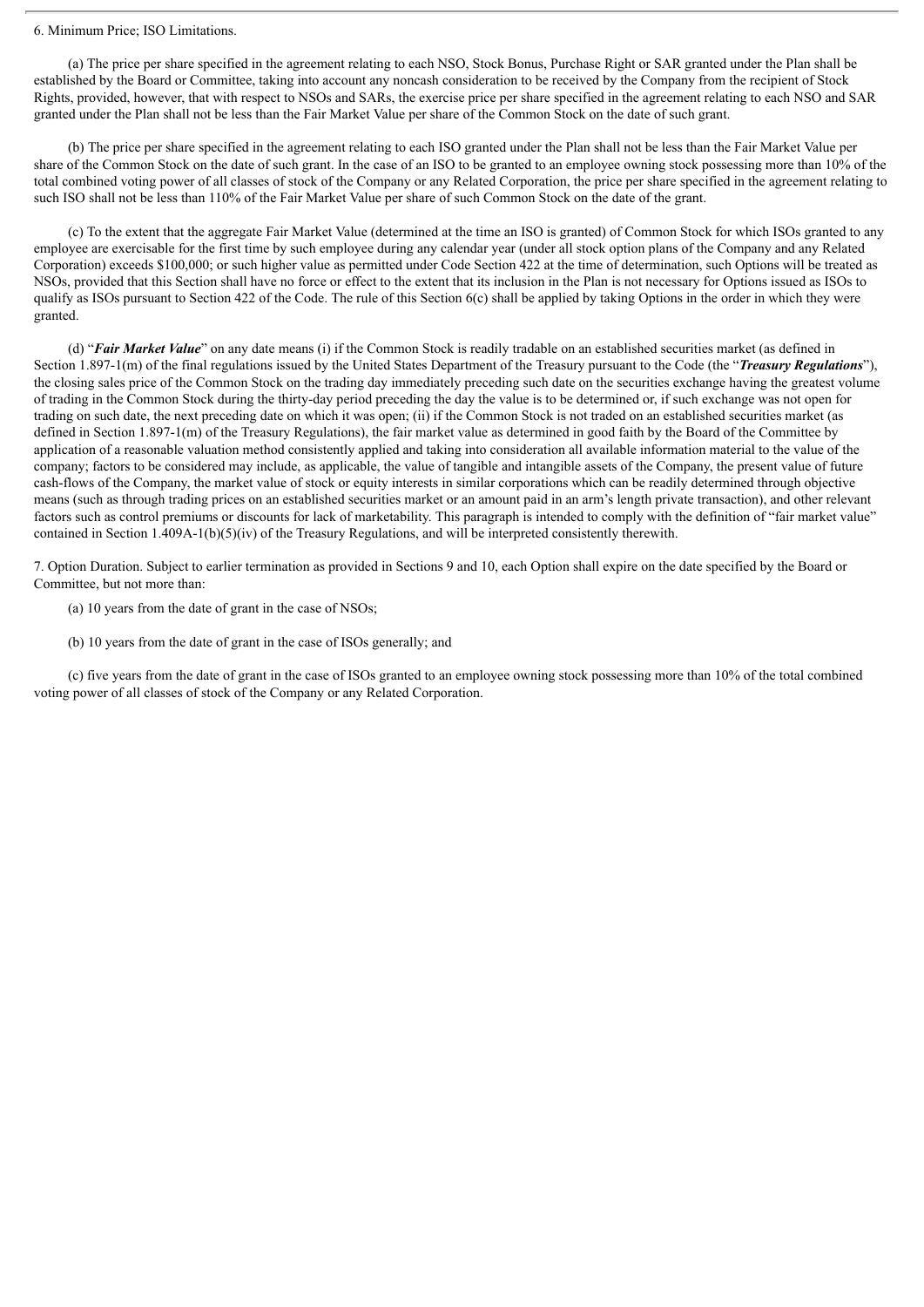6. Minimum Price; ISO Limitations.

(a) The price per share specified in the agreement relating to each NSO, Stock Bonus, Purchase Right or SAR granted under the Plan shall be established by the Board or Committee, taking into account any noncash consideration to be received by the Company from the recipient of Stock Rights, provided, however, that with respect to NSOs and SARs, the exercise price per share specified in the agreement relating to each NSO and SAR granted under the Plan shall not be less than the Fair Market Value per share of the Common Stock on the date of such grant.

(b) The price per share specified in the agreement relating to each ISO granted under the Plan shall not be less than the Fair Market Value per share of the Common Stock on the date of such grant. In the case of an ISO to be granted to an employee owning stock possessing more than 10% of the total combined voting power of all classes of stock of the Company or any Related Corporation, the price per share specified in the agreement relating to such ISO shall not be less than 110% of the Fair Market Value per share of such Common Stock on the date of the grant.

(c) To the extent that the aggregate Fair Market Value (determined at the time an ISO is granted) of Common Stock for which ISOs granted to any employee are exercisable for the first time by such employee during any calendar year (under all stock option plans of the Company and any Related Corporation) exceeds $100,000; or such higher value as permitted under Code Section 422 at the time of determination, such Options will be treated as NSOs, provided that this Section shall have no force or effect to the extent that its inclusion in the Plan is not necessary for Options issued as ISOs to qualify as ISOs pursuant to Section 422 of the Code. The rule of this Section 6(c) shall be applied by taking Options in the order in which they were granted.

(d) "***Fair Market Value***" on any date means (i) if the Common Stock is readily tradable on an established securities market (as defined in Section 1.897-1(m) of the final regulations issued by the United States Department of the Treasury pursuant to the Code (the "***Treasury Regulations***"), the closing sales price of the Common Stock on the trading day immediately preceding such date on the securities exchange having the greatest volume of trading in the Common Stock during the thirty-day period preceding the day the value is to be determined or, if such exchange was not open for trading on such date, the next preceding date on which it was open; (ii) if the Common Stock is not traded on an established securities market (as defined in Section 1.897-1(m) of the Treasury Regulations), the fair market value as determined in good faith by the Board of the Committee by application of a reasonable valuation method consistently applied and taking into consideration all available information material to the value of the company; factors to be considered may include, as applicable, the value of tangible and intangible assets of the Company, the present value of future cash-flows of the Company, the market value of stock or equity interests in similar corporations which can be readily determined through objective means (such as through trading prices on an established securities market or an amount paid in an arm's length private transaction), and other relevant factors such as control premiums or discounts for lack of marketability. This paragraph is intended to comply with the definition of "fair market value" contained in Section 1.409A-1(b)(5)(iv) of the Treasury Regulations, and will be interpreted consistently therewith.

7. Option Duration. Subject to earlier termination as provided in Sections 9 and 10, each Option shall expire on the date specified by the Board or Committee, but not more than:

(a) 10 years from the date of grant in the case of NSOs;

(b) 10 years from the date of grant in the case of ISOs generally; and

(c) five years from the date of grant in the case of ISOs granted to an employee owning stock possessing more than 10% of the total combined voting power of all classes of stock of the Company or any Related Corporation.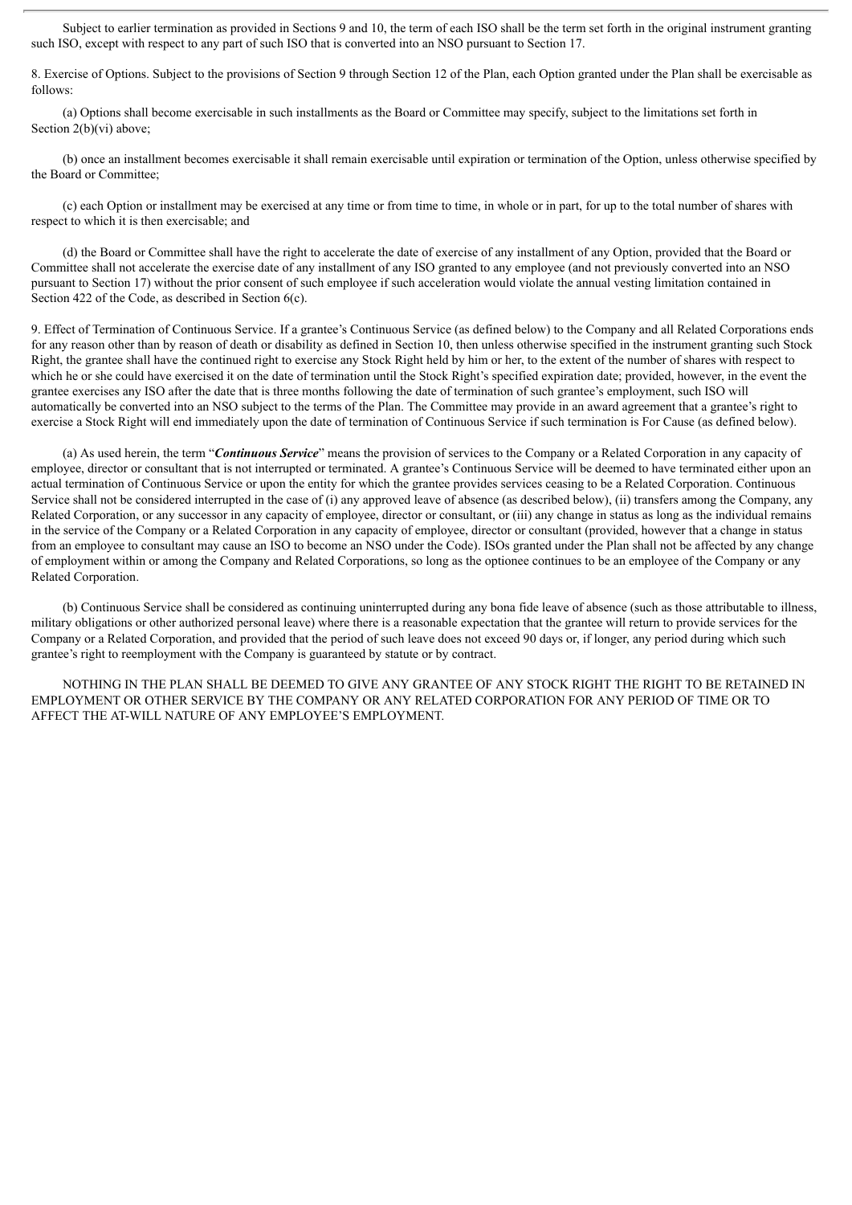Subject to earlier termination as provided in Sections 9 and 10, the term of each ISO shall be the term set forth in the original instrument granting such ISO, except with respect to any part of such ISO that is converted into an NSO pursuant to Section 17.

8. Exercise of Options. Subject to the provisions of Section 9 through Section 12 of the Plan, each Option granted under the Plan shall be exercisable as follows:

(a) Options shall become exercisable in such installments as the Board or Committee may specify, subject to the limitations set forth in Section 2(b)(vi) above;

(b) once an installment becomes exercisable it shall remain exercisable until expiration or termination of the Option, unless otherwise specified by the Board or Committee;

(c) each Option or installment may be exercised at any time or from time to time, in whole or in part, for up to the total number of shares with respect to which it is then exercisable; and

(d) the Board or Committee shall have the right to accelerate the date of exercise of any installment of any Option, provided that the Board or Committee shall not accelerate the exercise date of any installment of any ISO granted to any employee (and not previously converted into an NSO pursuant to Section 17) without the prior consent of such employee if such acceleration would violate the annual vesting limitation contained in Section 422 of the Code, as described in Section 6(c).

9. Effect of Termination of Continuous Service. If a grantee's Continuous Service (as defined below) to the Company and all Related Corporations ends for any reason other than by reason of death or disability as defined in Section 10, then unless otherwise specified in the instrument granting such Stock Right, the grantee shall have the continued right to exercise any Stock Right held by him or her, to the extent of the number of shares with respect to which he or she could have exercised it on the date of termination until the Stock Right's specified expiration date; provided, however, in the event the grantee exercises any ISO after the date that is three months following the date of termination of such grantee's employment, such ISO will automatically be converted into an NSO subject to the terms of the Plan. The Committee may provide in an award agreement that a grantee's right to exercise a Stock Right will end immediately upon the date of termination of Continuous Service if such termination is For Cause (as defined below).

(a) As used herein, the term "***Continuous Service***" means the provision of services to the Company or a Related Corporation in any capacity of employee, director or consultant that is not interrupted or terminated. A grantee's Continuous Service will be deemed to have terminated either upon an actual termination of Continuous Service or upon the entity for which the grantee provides services ceasing to be a Related Corporation. Continuous Service shall not be considered interrupted in the case of (i) any approved leave of absence (as described below), (ii) transfers among the Company, any Related Corporation, or any successor in any capacity of employee, director or consultant, or (iii) any change in status as long as the individual remains in the service of the Company or a Related Corporation in any capacity of employee, director or consultant (provided, however that a change in status from an employee to consultant may cause an ISO to become an NSO under the Code). ISOs granted under the Plan shall not be affected by any change of employment within or among the Company and Related Corporations, so long as the optionee continues to be an employee of the Company or any Related Corporation.

(b) Continuous Service shall be considered as continuing uninterrupted during any bona fide leave of absence (such as those attributable to illness, military obligations or other authorized personal leave) where there is a reasonable expectation that the grantee will return to provide services for the Company or a Related Corporation, and provided that the period of such leave does not exceed 90 days or, if longer, any period during which such grantee's right to reemployment with the Company is guaranteed by statute or by contract.

NOTHING IN THE PLAN SHALL BE DEEMED TO GIVE ANY GRANTEE OF ANY STOCK RIGHT THE RIGHT TO BE RETAINED IN EMPLOYMENT OR OTHER SERVICE BY THE COMPANY OR ANY RELATED CORPORATION FOR ANY PERIOD OF TIME OR TO AFFECT THE AT-WILL NATURE OF ANY EMPLOYEE'S EMPLOYMENT.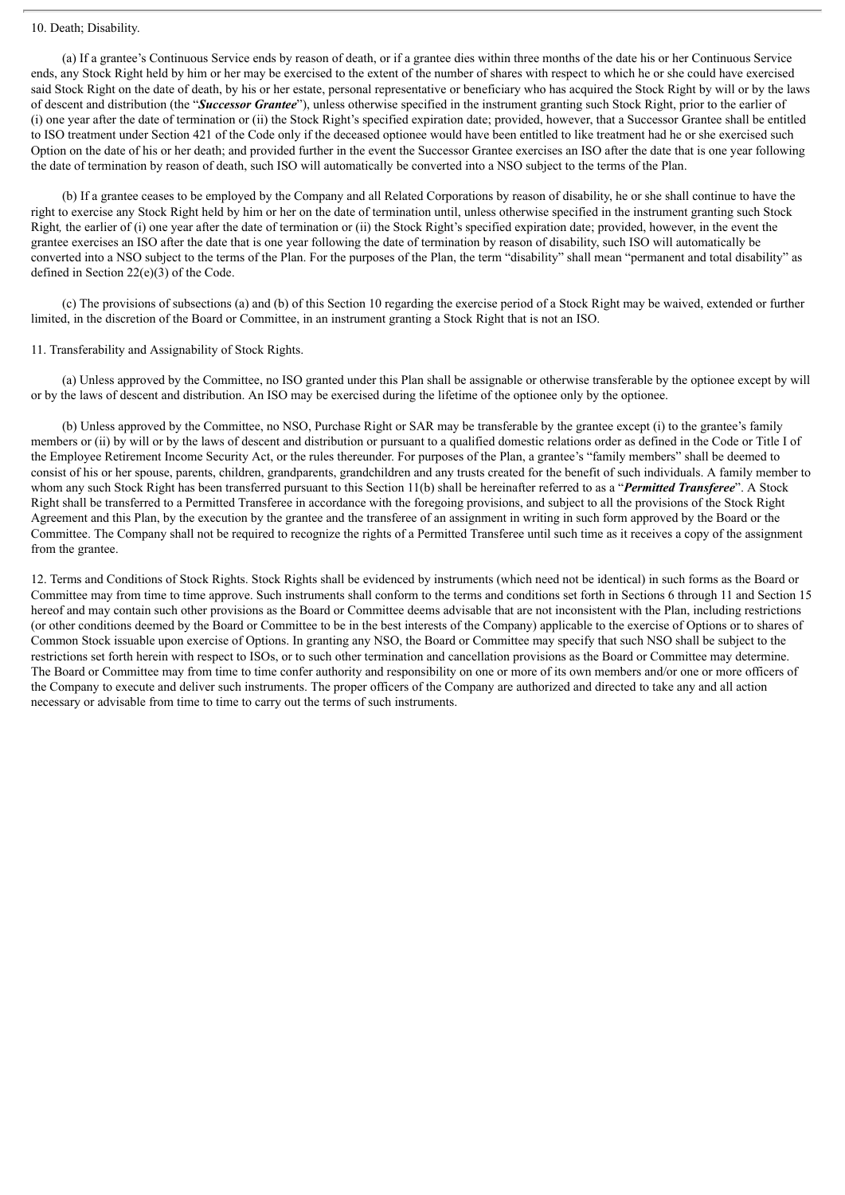10. Death; Disability.

(a) If a grantee's Continuous Service ends by reason of death, or if a grantee dies within three months of the date his or her Continuous Service ends, any Stock Right held by him or her may be exercised to the extent of the number of shares with respect to which he or she could have exercised said Stock Right on the date of death, by his or her estate, personal representative or beneficiary who has acquired the Stock Right by will or by the laws of descent and distribution (the "***Successor Grantee***"), unless otherwise specified in the instrument granting such Stock Right, prior to the earlier of (i) one year after the date of termination or (ii) the Stock Right's specified expiration date; provided, however, that a Successor Grantee shall be entitled to ISO treatment under Section 421 of the Code only if the deceased optionee would have been entitled to like treatment had he or she exercised such Option on the date of his or her death; and provided further in the event the Successor Grantee exercises an ISO after the date that is one year following the date of termination by reason of death, such ISO will automatically be converted into a NSO subject to the terms of the Plan.

(b) If a grantee ceases to be employed by the Company and all Related Corporations by reason of disability, he or she shall continue to have the right to exercise any Stock Right held by him or her on the date of termination until, unless otherwise specified in the instrument granting such Stock Right*,* the earlier of (i) one year after the date of termination or (ii) the Stock Right's specified expiration date; provided, however, in the event the grantee exercises an ISO after the date that is one year following the date of termination by reason of disability, such ISO will automatically be converted into a NSO subject to the terms of the Plan. For the purposes of the Plan, the term "disability" shall mean "permanent and total disability" as defined in Section 22(e)(3) of the Code.

(c) The provisions of subsections (a) and (b) of this Section 10 regarding the exercise period of a Stock Right may be waived, extended or further limited, in the discretion of the Board or Committee, in an instrument granting a Stock Right that is not an ISO.

11. Transferability and Assignability of Stock Rights.

(a) Unless approved by the Committee, no ISO granted under this Plan shall be assignable or otherwise transferable by the optionee except by will or by the laws of descent and distribution. An ISO may be exercised during the lifetime of the optionee only by the optionee.

(b) Unless approved by the Committee, no NSO, Purchase Right or SAR may be transferable by the grantee except (i) to the grantee's family members or (ii) by will or by the laws of descent and distribution or pursuant to a qualified domestic relations order as defined in the Code or Title I of the Employee Retirement Income Security Act, or the rules thereunder. For purposes of the Plan, a grantee's "family members" shall be deemed to consist of his or her spouse, parents, children, grandparents, grandchildren and any trusts created for the benefit of such individuals. A family member to whom any such Stock Right has been transferred pursuant to this Section 11(b) shall be hereinafter referred to as a "***Permitted Transferee***". A Stock Right shall be transferred to a Permitted Transferee in accordance with the foregoing provisions, and subject to all the provisions of the Stock Right Agreement and this Plan, by the execution by the grantee and the transferee of an assignment in writing in such form approved by the Board or the Committee. The Company shall not be required to recognize the rights of a Permitted Transferee until such time as it receives a copy of the assignment from the grantee.

12. Terms and Conditions of Stock Rights. Stock Rights shall be evidenced by instruments (which need not be identical) in such forms as the Board or Committee may from time to time approve. Such instruments shall conform to the terms and conditions set forth in Sections 6 through 11 and Section 15 hereof and may contain such other provisions as the Board or Committee deems advisable that are not inconsistent with the Plan, including restrictions (or other conditions deemed by the Board or Committee to be in the best interests of the Company) applicable to the exercise of Options or to shares of Common Stock issuable upon exercise of Options. In granting any NSO, the Board or Committee may specify that such NSO shall be subject to the restrictions set forth herein with respect to ISOs, or to such other termination and cancellation provisions as the Board or Committee may determine. The Board or Committee may from time to time confer authority and responsibility on one or more of its own members and/or one or more officers of the Company to execute and deliver such instruments. The proper officers of the Company are authorized and directed to take any and all action necessary or advisable from time to time to carry out the terms of such instruments.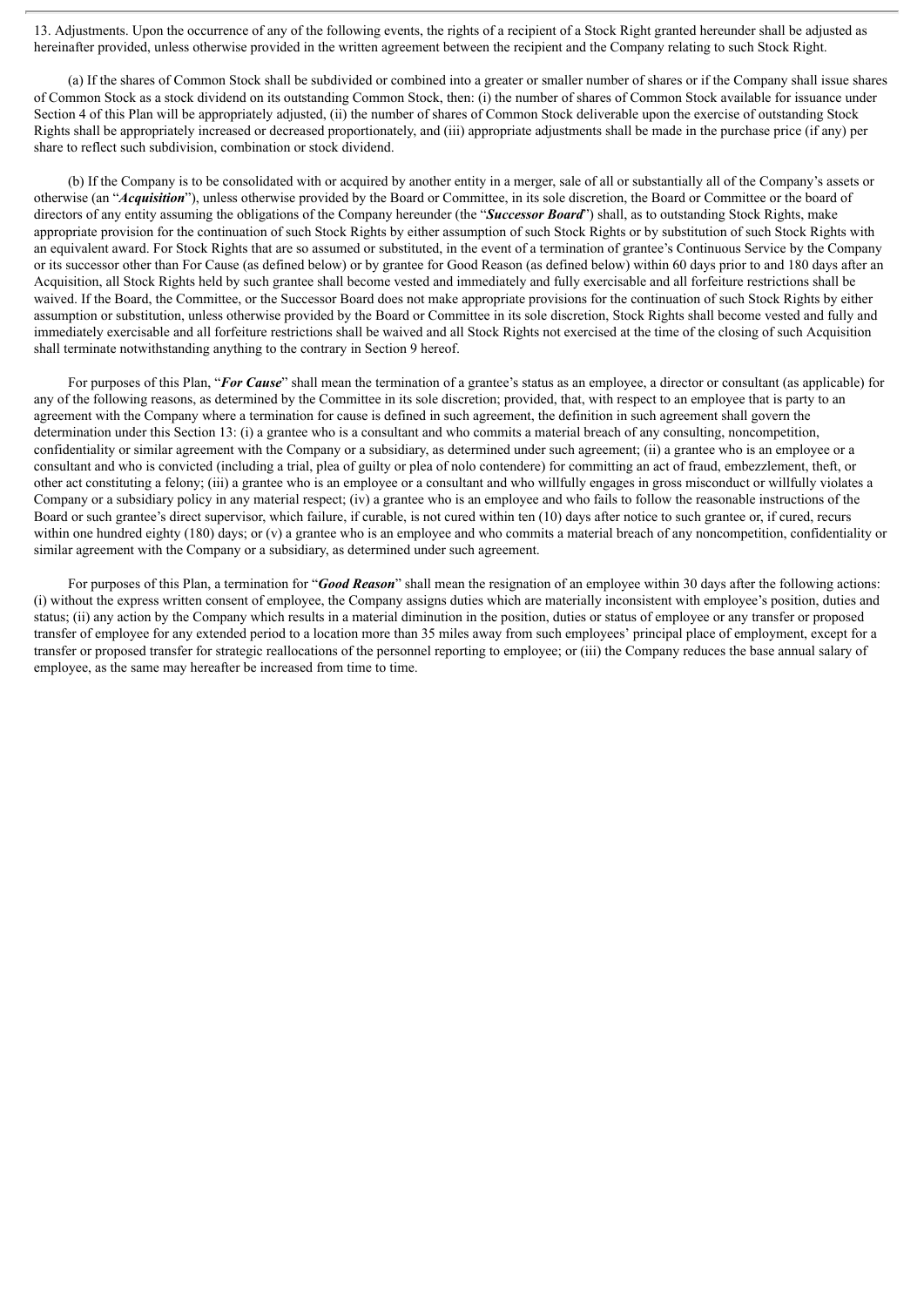13. Adjustments. Upon the occurrence of any of the following events, the rights of a recipient of a Stock Right granted hereunder shall be adjusted as hereinafter provided, unless otherwise provided in the written agreement between the recipient and the Company relating to such Stock Right.

(a) If the shares of Common Stock shall be subdivided or combined into a greater or smaller number of shares or if the Company shall issue shares of Common Stock as a stock dividend on its outstanding Common Stock, then: (i) the number of shares of Common Stock available for issuance under Section 4 of this Plan will be appropriately adjusted, (ii) the number of shares of Common Stock deliverable upon the exercise of outstanding Stock Rights shall be appropriately increased or decreased proportionately, and (iii) appropriate adjustments shall be made in the purchase price (if any) per share to reflect such subdivision, combination or stock dividend.

(b) If the Company is to be consolidated with or acquired by another entity in a merger, sale of all or substantially all of the Company's assets or otherwise (an "***Acquisition***"), unless otherwise provided by the Board or Committee, in its sole discretion, the Board or Committee or the board of directors of any entity assuming the obligations of the Company hereunder (the "***Successor Board***") shall, as to outstanding Stock Rights, make appropriate provision for the continuation of such Stock Rights by either assumption of such Stock Rights or by substitution of such Stock Rights with an equivalent award. For Stock Rights that are so assumed or substituted, in the event of a termination of grantee's Continuous Service by the Company or its successor other than For Cause (as defined below) or by grantee for Good Reason (as defined below) within 60 days prior to and 180 days after an Acquisition, all Stock Rights held by such grantee shall become vested and immediately and fully exercisable and all forfeiture restrictions shall be waived. If the Board, the Committee, or the Successor Board does not make appropriate provisions for the continuation of such Stock Rights by either assumption or substitution, unless otherwise provided by the Board or Committee in its sole discretion, Stock Rights shall become vested and fully and immediately exercisable and all forfeiture restrictions shall be waived and all Stock Rights not exercised at the time of the closing of such Acquisition shall terminate notwithstanding anything to the contrary in Section 9 hereof.

For purposes of this Plan, "***For Cause***" shall mean the termination of a grantee's status as an employee, a director or consultant (as applicable) for any of the following reasons, as determined by the Committee in its sole discretion; provided, that, with respect to an employee that is party to an agreement with the Company where a termination for cause is defined in such agreement, the definition in such agreement shall govern the determination under this Section 13: (i) a grantee who is a consultant and who commits a material breach of any consulting, noncompetition, confidentiality or similar agreement with the Company or a subsidiary, as determined under such agreement; (ii) a grantee who is an employee or a consultant and who is convicted (including a trial, plea of guilty or plea of nolo contendere) for committing an act of fraud, embezzlement, theft, or other act constituting a felony; (iii) a grantee who is an employee or a consultant and who willfully engages in gross misconduct or willfully violates a Company or a subsidiary policy in any material respect; (iv) a grantee who is an employee and who fails to follow the reasonable instructions of the Board or such grantee's direct supervisor, which failure, if curable, is not cured within ten (10) days after notice to such grantee or, if cured, recurs within one hundred eighty (180) days; or (v) a grantee who is an employee and who commits a material breach of any noncompetition, confidentiality or similar agreement with the Company or a subsidiary, as determined under such agreement.

For purposes of this Plan, a termination for "***Good Reason***" shall mean the resignation of an employee within 30 days after the following actions: (i) without the express written consent of employee, the Company assigns duties which are materially inconsistent with employee's position, duties and status; (ii) any action by the Company which results in a material diminution in the position, duties or status of employee or any transfer or proposed transfer of employee for any extended period to a location more than 35 miles away from such employees' principal place of employment, except for a transfer or proposed transfer for strategic reallocations of the personnel reporting to employee; or (iii) the Company reduces the base annual salary of employee, as the same may hereafter be increased from time to time.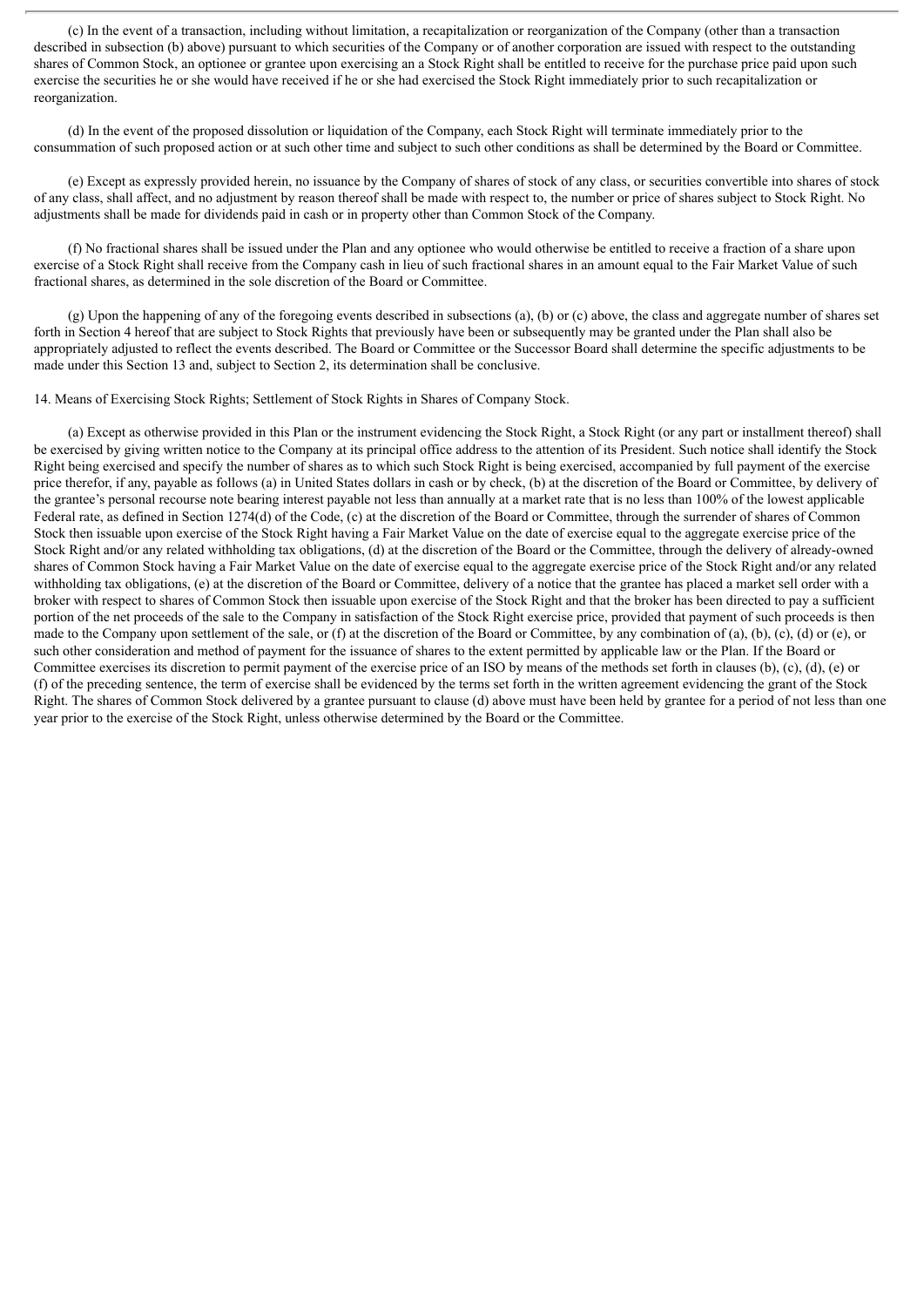(c) In the event of a transaction, including without limitation, a recapitalization or reorganization of the Company (other than a transaction described in subsection (b) above) pursuant to which securities of the Company or of another corporation are issued with respect to the outstanding shares of Common Stock, an optionee or grantee upon exercising an a Stock Right shall be entitled to receive for the purchase price paid upon such exercise the securities he or she would have received if he or she had exercised the Stock Right immediately prior to such recapitalization or reorganization.

(d) In the event of the proposed dissolution or liquidation of the Company, each Stock Right will terminate immediately prior to the consummation of such proposed action or at such other time and subject to such other conditions as shall be determined by the Board or Committee.

(e) Except as expressly provided herein, no issuance by the Company of shares of stock of any class, or securities convertible into shares of stock of any class, shall affect, and no adjustment by reason thereof shall be made with respect to, the number or price of shares subject to Stock Right. No adjustments shall be made for dividends paid in cash or in property other than Common Stock of the Company.

(f) No fractional shares shall be issued under the Plan and any optionee who would otherwise be entitled to receive a fraction of a share upon exercise of a Stock Right shall receive from the Company cash in lieu of such fractional shares in an amount equal to the Fair Market Value of such fractional shares, as determined in the sole discretion of the Board or Committee.

(g) Upon the happening of any of the foregoing events described in subsections (a), (b) or (c) above, the class and aggregate number of shares set forth in Section 4 hereof that are subject to Stock Rights that previously have been or subsequently may be granted under the Plan shall also be appropriately adjusted to reflect the events described. The Board or Committee or the Successor Board shall determine the specific adjustments to be made under this Section 13 and, subject to Section 2, its determination shall be conclusive.

14. Means of Exercising Stock Rights; Settlement of Stock Rights in Shares of Company Stock.

(a) Except as otherwise provided in this Plan or the instrument evidencing the Stock Right, a Stock Right (or any part or installment thereof) shall be exercised by giving written notice to the Company at its principal office address to the attention of its President. Such notice shall identify the Stock Right being exercised and specify the number of shares as to which such Stock Right is being exercised, accompanied by full payment of the exercise price therefor, if any, payable as follows (a) in United States dollars in cash or by check, (b) at the discretion of the Board or Committee, by delivery of the grantee's personal recourse note bearing interest payable not less than annually at a market rate that is no less than 100% of the lowest applicable Federal rate, as defined in Section 1274(d) of the Code, (c) at the discretion of the Board or Committee, through the surrender of shares of Common Stock then issuable upon exercise of the Stock Right having a Fair Market Value on the date of exercise equal to the aggregate exercise price of the Stock Right and/or any related withholding tax obligations, (d) at the discretion of the Board or the Committee, through the delivery of already-owned shares of Common Stock having a Fair Market Value on the date of exercise equal to the aggregate exercise price of the Stock Right and/or any related withholding tax obligations, (e) at the discretion of the Board or Committee, delivery of a notice that the grantee has placed a market sell order with a broker with respect to shares of Common Stock then issuable upon exercise of the Stock Right and that the broker has been directed to pay a sufficient portion of the net proceeds of the sale to the Company in satisfaction of the Stock Right exercise price, provided that payment of such proceeds is then made to the Company upon settlement of the sale, or (f) at the discretion of the Board or Committee, by any combination of (a), (b), (c), (d) or (e), or such other consideration and method of payment for the issuance of shares to the extent permitted by applicable law or the Plan. If the Board or Committee exercises its discretion to permit payment of the exercise price of an ISO by means of the methods set forth in clauses (b), (c), (d), (e) or (f) of the preceding sentence, the term of exercise shall be evidenced by the terms set forth in the written agreement evidencing the grant of the Stock Right. The shares of Common Stock delivered by a grantee pursuant to clause (d) above must have been held by grantee for a period of not less than one year prior to the exercise of the Stock Right, unless otherwise determined by the Board or the Committee.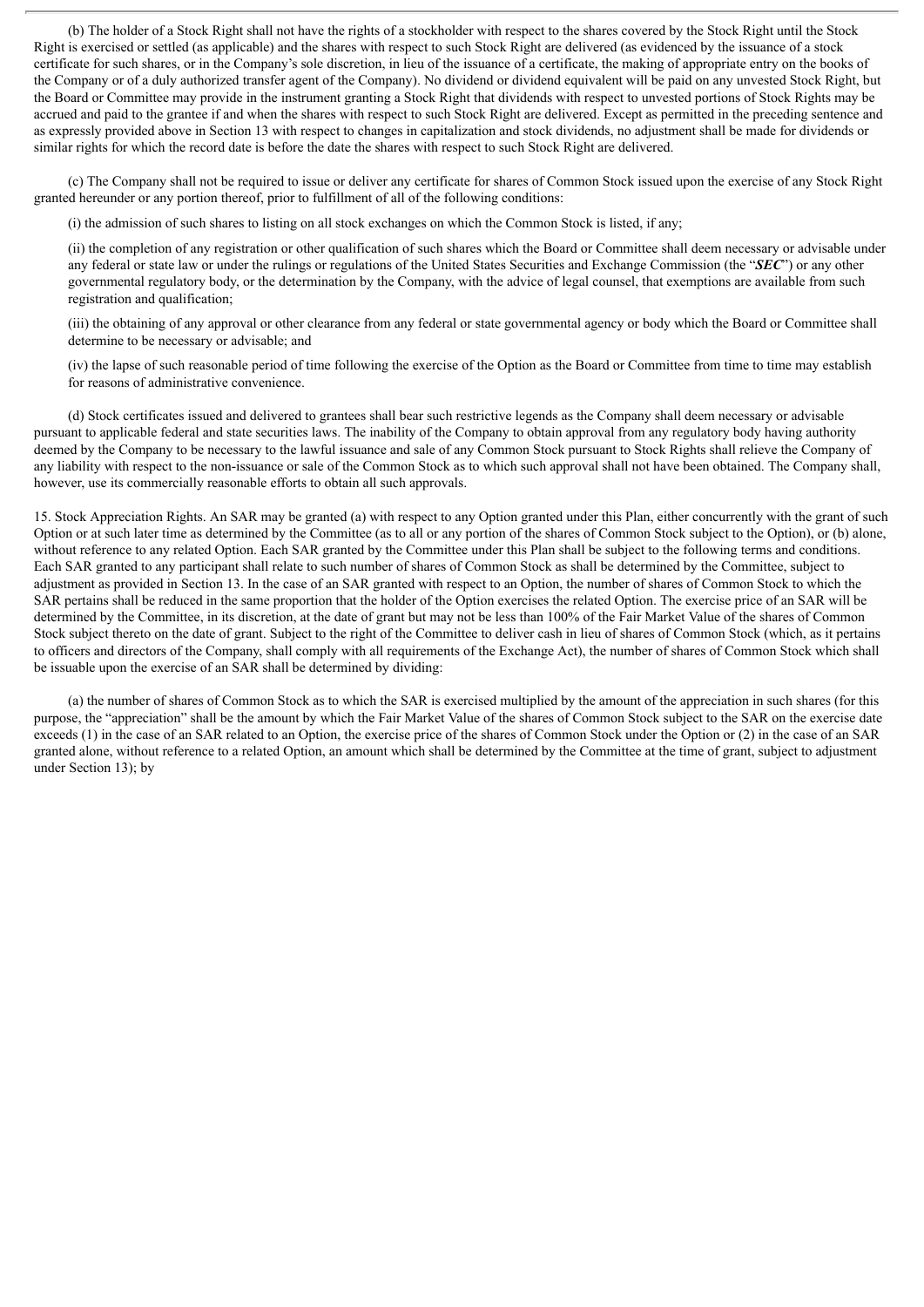(b) The holder of a Stock Right shall not have the rights of a stockholder with respect to the shares covered by the Stock Right until the Stock Right is exercised or settled (as applicable) and the shares with respect to such Stock Right are delivered (as evidenced by the issuance of a stock certificate for such shares, or in the Company's sole discretion, in lieu of the issuance of a certificate, the making of appropriate entry on the books of the Company or of a duly authorized transfer agent of the Company). No dividend or dividend equivalent will be paid on any unvested Stock Right, but the Board or Committee may provide in the instrument granting a Stock Right that dividends with respect to unvested portions of Stock Rights may be accrued and paid to the grantee if and when the shares with respect to such Stock Right are delivered. Except as permitted in the preceding sentence and as expressly provided above in Section 13 with respect to changes in capitalization and stock dividends, no adjustment shall be made for dividends or similar rights for which the record date is before the date the shares with respect to such Stock Right are delivered.

(c) The Company shall not be required to issue or deliver any certificate for shares of Common Stock issued upon the exercise of any Stock Right granted hereunder or any portion thereof, prior to fulfillment of all of the following conditions:

(i) the admission of such shares to listing on all stock exchanges on which the Common Stock is listed, if any;

(ii) the completion of any registration or other qualification of such shares which the Board or Committee shall deem necessary or advisable under any federal or state law or under the rulings or regulations of the United States Securities and Exchange Commission (the "***SEC***") or any other governmental regulatory body, or the determination by the Company, with the advice of legal counsel, that exemptions are available from such registration and qualification;

(iii) the obtaining of any approval or other clearance from any federal or state governmental agency or body which the Board or Committee shall determine to be necessary or advisable; and

(iv) the lapse of such reasonable period of time following the exercise of the Option as the Board or Committee from time to time may establish for reasons of administrative convenience.

(d) Stock certificates issued and delivered to grantees shall bear such restrictive legends as the Company shall deem necessary or advisable pursuant to applicable federal and state securities laws. The inability of the Company to obtain approval from any regulatory body having authority deemed by the Company to be necessary to the lawful issuance and sale of any Common Stock pursuant to Stock Rights shall relieve the Company of any liability with respect to the non-issuance or sale of the Common Stock as to which such approval shall not have been obtained. The Company shall, however, use its commercially reasonable efforts to obtain all such approvals.

15. Stock Appreciation Rights. An SAR may be granted (a) with respect to any Option granted under this Plan, either concurrently with the grant of such Option or at such later time as determined by the Committee (as to all or any portion of the shares of Common Stock subject to the Option), or (b) alone, without reference to any related Option. Each SAR granted by the Committee under this Plan shall be subject to the following terms and conditions. Each SAR granted to any participant shall relate to such number of shares of Common Stock as shall be determined by the Committee, subject to adjustment as provided in Section 13. In the case of an SAR granted with respect to an Option, the number of shares of Common Stock to which the SAR pertains shall be reduced in the same proportion that the holder of the Option exercises the related Option. The exercise price of an SAR will be determined by the Committee, in its discretion, at the date of grant but may not be less than 100% of the Fair Market Value of the shares of Common Stock subject thereto on the date of grant. Subject to the right of the Committee to deliver cash in lieu of shares of Common Stock (which, as it pertains to officers and directors of the Company, shall comply with all requirements of the Exchange Act), the number of shares of Common Stock which shall be issuable upon the exercise of an SAR shall be determined by dividing:

(a) the number of shares of Common Stock as to which the SAR is exercised multiplied by the amount of the appreciation in such shares (for this purpose, the "appreciation" shall be the amount by which the Fair Market Value of the shares of Common Stock subject to the SAR on the exercise date exceeds (1) in the case of an SAR related to an Option, the exercise price of the shares of Common Stock under the Option or (2) in the case of an SAR granted alone, without reference to a related Option, an amount which shall be determined by the Committee at the time of grant, subject to adjustment under Section 13); by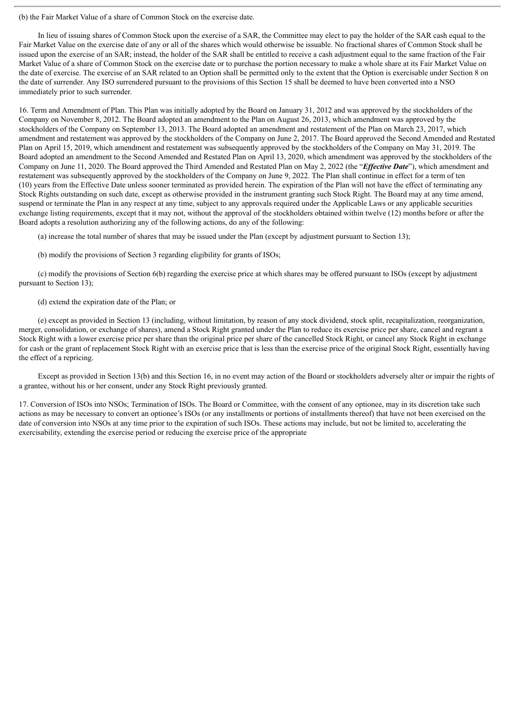(b) the Fair Market Value of a share of Common Stock on the exercise date.

In lieu of issuing shares of Common Stock upon the exercise of a SAR, the Committee may elect to pay the holder of the SAR cash equal to the Fair Market Value on the exercise date of any or all of the shares which would otherwise be issuable. No fractional shares of Common Stock shall be issued upon the exercise of an SAR; instead, the holder of the SAR shall be entitled to receive a cash adjustment equal to the same fraction of the Fair Market Value of a share of Common Stock on the exercise date or to purchase the portion necessary to make a whole share at its Fair Market Value on the date of exercise. The exercise of an SAR related to an Option shall be permitted only to the extent that the Option is exercisable under Section 8 on the date of surrender. Any ISO surrendered pursuant to the provisions of this Section 15 shall be deemed to have been converted into a NSO immediately prior to such surrender.

16. Term and Amendment of Plan. This Plan was initially adopted by the Board on January 31, 2012 and was approved by the stockholders of the Company on November 8, 2012. The Board adopted an amendment to the Plan on August 26, 2013, which amendment was approved by the stockholders of the Company on September 13, 2013. The Board adopted an amendment and restatement of the Plan on March 23, 2017, which amendment and restatement was approved by the stockholders of the Company on June 2, 2017. The Board approved the Second Amended and Restated Plan on April 15, 2019, which amendment and restatement was subsequently approved by the stockholders of the Company on May 31, 2019. The Board adopted an amendment to the Second Amended and Restated Plan on April 13, 2020, which amendment was approved by the stockholders of the Company on June 11, 2020. The Board approved the Third Amended and Restated Plan on May 2, 2022 (the "***Effective Date***"), which amendment and restatement was subsequently approved by the stockholders of the Company on June 9, 2022. The Plan shall continue in effect for a term of ten (10) years from the Effective Date unless sooner terminated as provided herein. The expiration of the Plan will not have the effect of terminating any Stock Rights outstanding on such date, except as otherwise provided in the instrument granting such Stock Right. The Board may at any time amend, suspend or terminate the Plan in any respect at any time, subject to any approvals required under the Applicable Laws or any applicable securities exchange listing requirements, except that it may not, without the approval of the stockholders obtained within twelve (12) months before or after the Board adopts a resolution authorizing any of the following actions, do any of the following:

(a) increase the total number of shares that may be issued under the Plan (except by adjustment pursuant to Section 13);

(b) modify the provisions of Section 3 regarding eligibility for grants of ISOs;

(c) modify the provisions of Section 6(b) regarding the exercise price at which shares may be offered pursuant to ISOs (except by adjustment pursuant to Section 13);

(d) extend the expiration date of the Plan; or

(e) except as provided in Section 13 (including, without limitation, by reason of any stock dividend, stock split, recapitalization, reorganization, merger, consolidation, or exchange of shares), amend a Stock Right granted under the Plan to reduce its exercise price per share, cancel and regrant a Stock Right with a lower exercise price per share than the original price per share of the cancelled Stock Right, or cancel any Stock Right in exchange for cash or the grant of replacement Stock Right with an exercise price that is less than the exercise price of the original Stock Right, essentially having the effect of a repricing.

Except as provided in Section 13(b) and this Section 16, in no event may action of the Board or stockholders adversely alter or impair the rights of a grantee, without his or her consent, under any Stock Right previously granted.

17. Conversion of ISOs into NSOs; Termination of ISOs. The Board or Committee, with the consent of any optionee, may in its discretion take such actions as may be necessary to convert an optionee's ISOs (or any installments or portions of installments thereof) that have not been exercised on the date of conversion into NSOs at any time prior to the expiration of such ISOs. These actions may include, but not be limited to, accelerating the exercisability, extending the exercise period or reducing the exercise price of the appropriate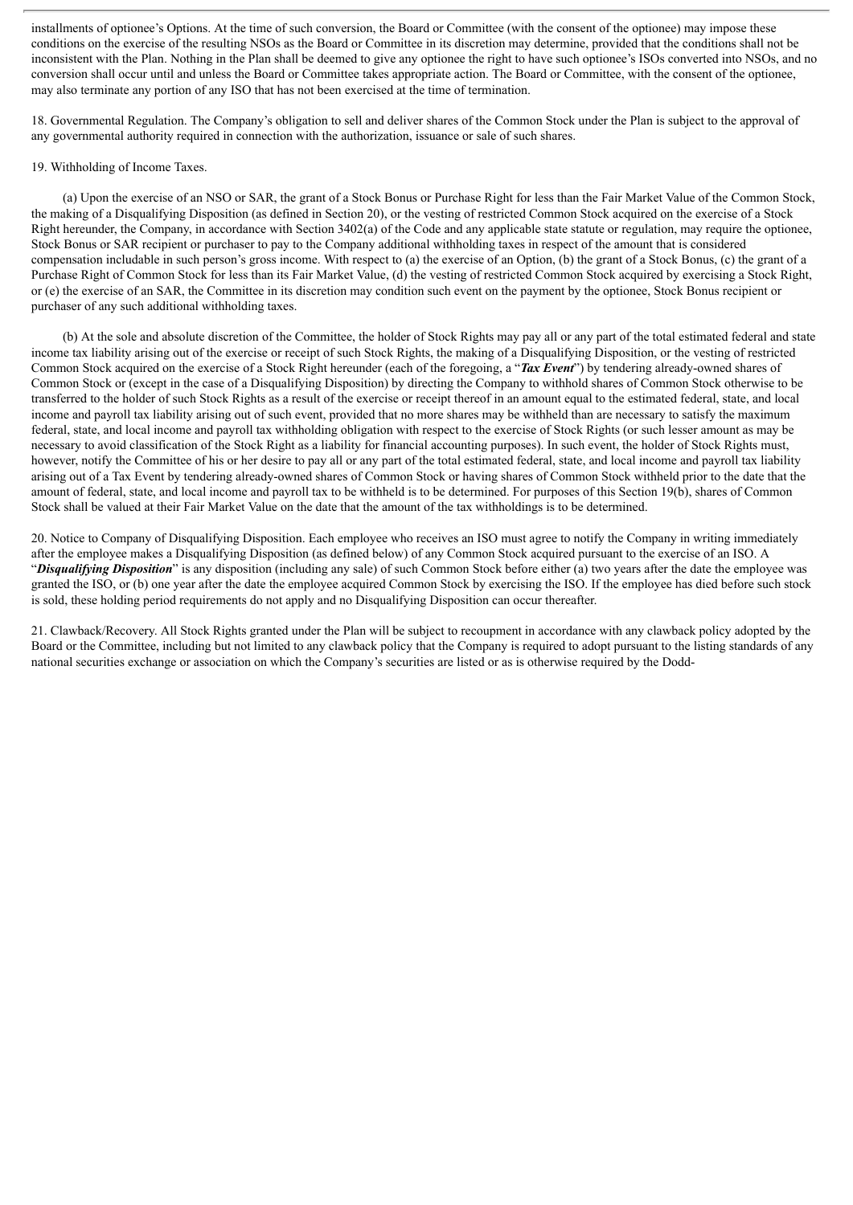installments of optionee's Options. At the time of such conversion, the Board or Committee (with the consent of the optionee) may impose these conditions on the exercise of the resulting NSOs as the Board or Committee in its discretion may determine, provided that the conditions shall not be inconsistent with the Plan. Nothing in the Plan shall be deemed to give any optionee the right to have such optionee's ISOs converted into NSOs, and no conversion shall occur until and unless the Board or Committee takes appropriate action. The Board or Committee, with the consent of the optionee, may also terminate any portion of any ISO that has not been exercised at the time of termination.

18. Governmental Regulation. The Company's obligation to sell and deliver shares of the Common Stock under the Plan is subject to the approval of any governmental authority required in connection with the authorization, issuance or sale of such shares.

19. Withholding of Income Taxes.

(a) Upon the exercise of an NSO or SAR, the grant of a Stock Bonus or Purchase Right for less than the Fair Market Value of the Common Stock, the making of a Disqualifying Disposition (as defined in Section 20), or the vesting of restricted Common Stock acquired on the exercise of a Stock Right hereunder, the Company, in accordance with Section 3402(a) of the Code and any applicable state statute or regulation, may require the optionee, Stock Bonus or SAR recipient or purchaser to pay to the Company additional withholding taxes in respect of the amount that is considered compensation includable in such person's gross income. With respect to (a) the exercise of an Option, (b) the grant of a Stock Bonus, (c) the grant of a Purchase Right of Common Stock for less than its Fair Market Value, (d) the vesting of restricted Common Stock acquired by exercising a Stock Right, or (e) the exercise of an SAR, the Committee in its discretion may condition such event on the payment by the optionee, Stock Bonus recipient or purchaser of any such additional withholding taxes.

(b) At the sole and absolute discretion of the Committee, the holder of Stock Rights may pay all or any part of the total estimated federal and state income tax liability arising out of the exercise or receipt of such Stock Rights, the making of a Disqualifying Disposition, or the vesting of restricted Common Stock acquired on the exercise of a Stock Right hereunder (each of the foregoing, a "***Tax Event***") by tendering already-owned shares of Common Stock or (except in the case of a Disqualifying Disposition) by directing the Company to withhold shares of Common Stock otherwise to be transferred to the holder of such Stock Rights as a result of the exercise or receipt thereof in an amount equal to the estimated federal, state, and local income and payroll tax liability arising out of such event, provided that no more shares may be withheld than are necessary to satisfy the maximum federal, state, and local income and payroll tax withholding obligation with respect to the exercise of Stock Rights (or such lesser amount as may be necessary to avoid classification of the Stock Right as a liability for financial accounting purposes). In such event, the holder of Stock Rights must, however, notify the Committee of his or her desire to pay all or any part of the total estimated federal, state, and local income and payroll tax liability arising out of a Tax Event by tendering already-owned shares of Common Stock or having shares of Common Stock withheld prior to the date that the amount of federal, state, and local income and payroll tax to be withheld is to be determined. For purposes of this Section 19(b), shares of Common Stock shall be valued at their Fair Market Value on the date that the amount of the tax withholdings is to be determined.

20. Notice to Company of Disqualifying Disposition. Each employee who receives an ISO must agree to notify the Company in writing immediately after the employee makes a Disqualifying Disposition (as defined below) of any Common Stock acquired pursuant to the exercise of an ISO. A "***Disqualifying Disposition***" is any disposition (including any sale) of such Common Stock before either (a) two years after the date the employee was granted the ISO, or (b) one year after the date the employee acquired Common Stock by exercising the ISO. If the employee has died before such stock is sold, these holding period requirements do not apply and no Disqualifying Disposition can occur thereafter.

21. Clawback/Recovery. All Stock Rights granted under the Plan will be subject to recoupment in accordance with any clawback policy adopted by the Board or the Committee, including but not limited to any clawback policy that the Company is required to adopt pursuant to the listing standards of any national securities exchange or association on which the Company's securities are listed or as is otherwise required by the Dodd-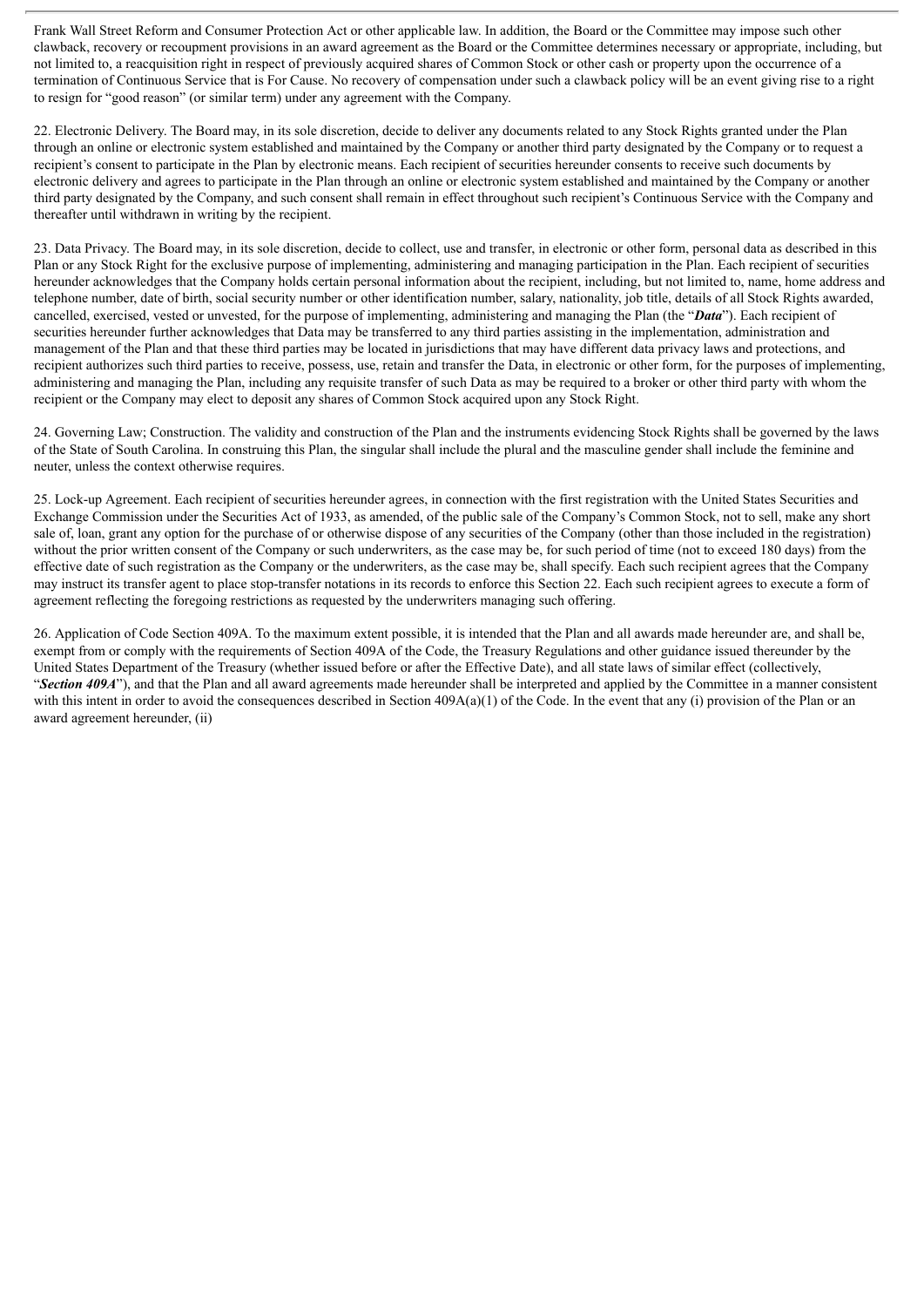Frank Wall Street Reform and Consumer Protection Act or other applicable law. In addition, the Board or the Committee may impose such other clawback, recovery or recoupment provisions in an award agreement as the Board or the Committee determines necessary or appropriate, including, but not limited to, a reacquisition right in respect of previously acquired shares of Common Stock or other cash or property upon the occurrence of a termination of Continuous Service that is For Cause. No recovery of compensation under such a clawback policy will be an event giving rise to a right to resign for "good reason" (or similar term) under any agreement with the Company.

22. Electronic Delivery. The Board may, in its sole discretion, decide to deliver any documents related to any Stock Rights granted under the Plan through an online or electronic system established and maintained by the Company or another third party designated by the Company or to request a recipient's consent to participate in the Plan by electronic means. Each recipient of securities hereunder consents to receive such documents by electronic delivery and agrees to participate in the Plan through an online or electronic system established and maintained by the Company or another third party designated by the Company, and such consent shall remain in effect throughout such recipient's Continuous Service with the Company and thereafter until withdrawn in writing by the recipient.

23. Data Privacy. The Board may, in its sole discretion, decide to collect, use and transfer, in electronic or other form, personal data as described in this Plan or any Stock Right for the exclusive purpose of implementing, administering and managing participation in the Plan. Each recipient of securities hereunder acknowledges that the Company holds certain personal information about the recipient, including, but not limited to, name, home address and telephone number, date of birth, social security number or other identification number, salary, nationality, job title, details of all Stock Rights awarded, cancelled, exercised, vested or unvested, for the purpose of implementing, administering and managing the Plan (the "***Data***"). Each recipient of securities hereunder further acknowledges that Data may be transferred to any third parties assisting in the implementation, administration and management of the Plan and that these third parties may be located in jurisdictions that may have different data privacy laws and protections, and recipient authorizes such third parties to receive, possess, use, retain and transfer the Data, in electronic or other form, for the purposes of implementing, administering and managing the Plan, including any requisite transfer of such Data as may be required to a broker or other third party with whom the recipient or the Company may elect to deposit any shares of Common Stock acquired upon any Stock Right.

24. Governing Law; Construction. The validity and construction of the Plan and the instruments evidencing Stock Rights shall be governed by the laws of the State of South Carolina. In construing this Plan, the singular shall include the plural and the masculine gender shall include the feminine and neuter, unless the context otherwise requires.

25. Lock-up Agreement. Each recipient of securities hereunder agrees, in connection with the first registration with the United States Securities and Exchange Commission under the Securities Act of 1933, as amended, of the public sale of the Company's Common Stock, not to sell, make any short sale of, loan, grant any option for the purchase of or otherwise dispose of any securities of the Company (other than those included in the registration) without the prior written consent of the Company or such underwriters, as the case may be, for such period of time (not to exceed 180 days) from the effective date of such registration as the Company or the underwriters, as the case may be, shall specify. Each such recipient agrees that the Company may instruct its transfer agent to place stop-transfer notations in its records to enforce this Section 22. Each such recipient agrees to execute a form of agreement reflecting the foregoing restrictions as requested by the underwriters managing such offering.

26. Application of Code Section 409A. To the maximum extent possible, it is intended that the Plan and all awards made hereunder are, and shall be, exempt from or comply with the requirements of Section 409A of the Code, the Treasury Regulations and other guidance issued thereunder by the United States Department of the Treasury (whether issued before or after the Effective Date), and all state laws of similar effect (collectively, "***Section 409A***"), and that the Plan and all award agreements made hereunder shall be interpreted and applied by the Committee in a manner consistent with this intent in order to avoid the consequences described in Section 409A(a)(1) of the Code. In the event that any (i) provision of the Plan or an award agreement hereunder, (ii)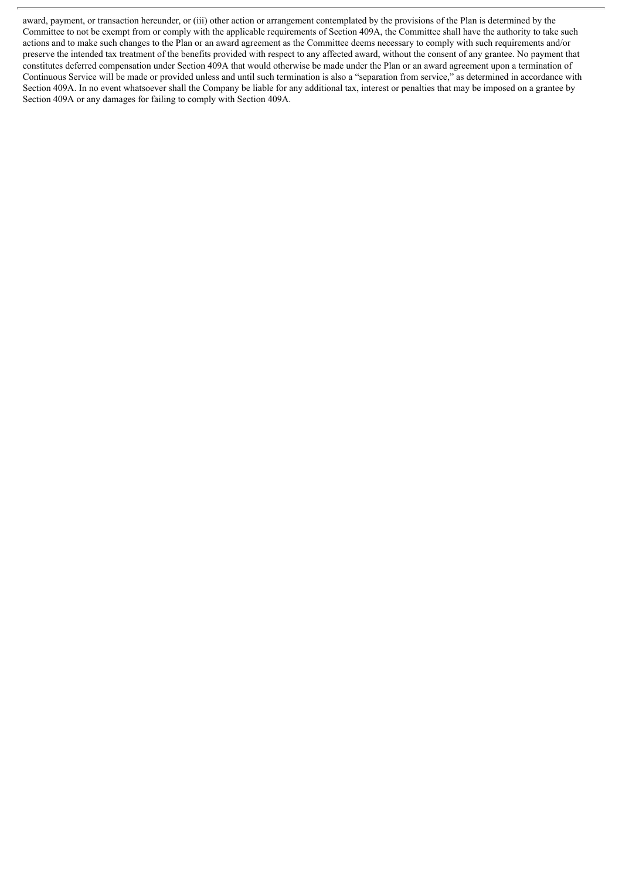award, payment, or transaction hereunder, or (iii) other action or arrangement contemplated by the provisions of the Plan is determined by the Committee to not be exempt from or comply with the applicable requirements of Section 409A, the Committee shall have the authority to take such actions and to make such changes to the Plan or an award agreement as the Committee deems necessary to comply with such requirements and/or preserve the intended tax treatment of the benefits provided with respect to any affected award, without the consent of any grantee. No payment that constitutes deferred compensation under Section 409A that would otherwise be made under the Plan or an award agreement upon a termination of Continuous Service will be made or provided unless and until such termination is also a "separation from service," as determined in accordance with Section 409A. In no event whatsoever shall the Company be liable for any additional tax, interest or penalties that may be imposed on a grantee by Section 409A or any damages for failing to comply with Section 409A.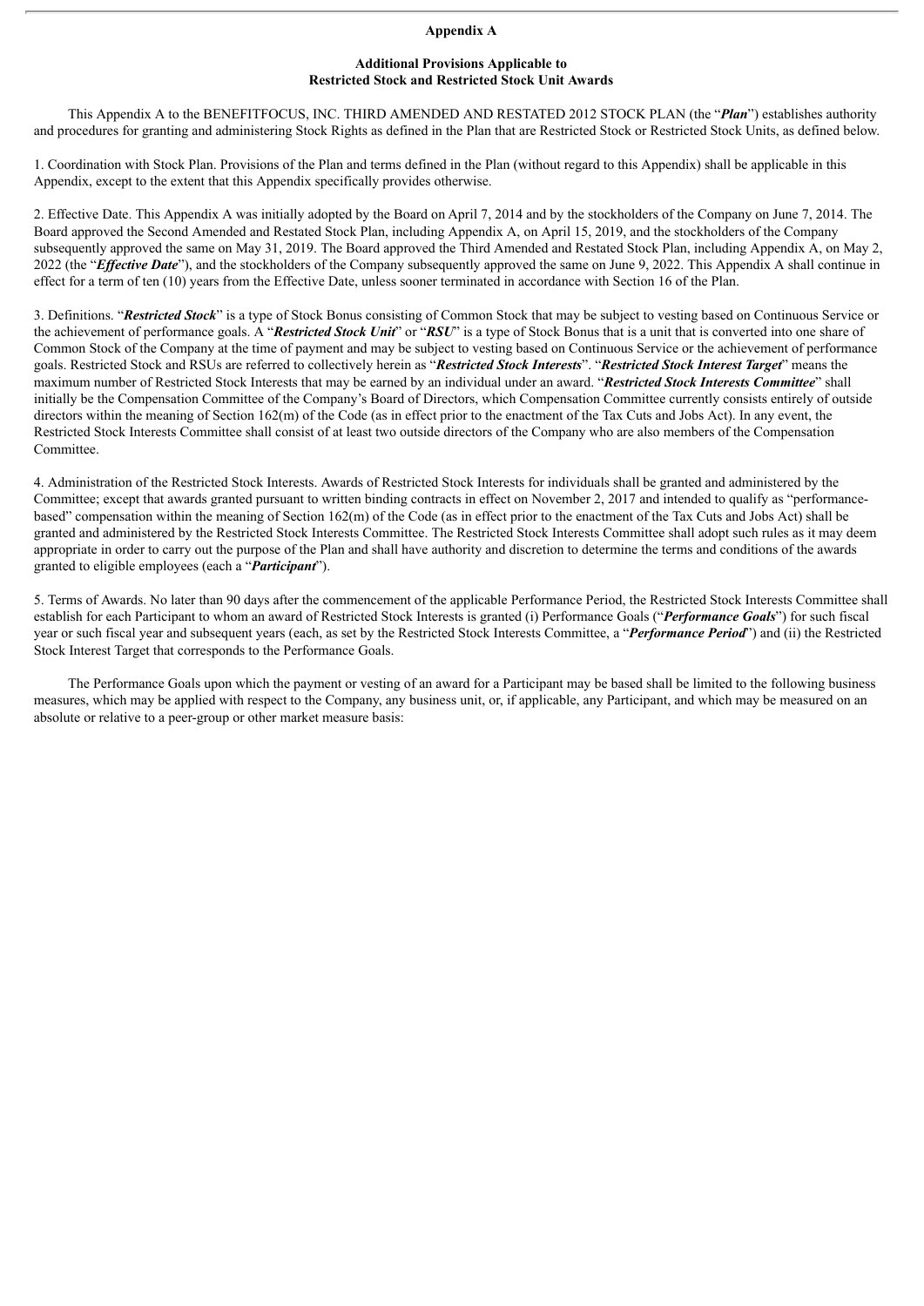**Appendix A**

**Additional Provisions Applicable to Restricted Stock and Restricted Stock Unit Awards**

This Appendix A to the BENEFITFOCUS, INC. THIRD AMENDED AND RESTATED 2012 STOCK PLAN (the "***Plan***") establishes authority and procedures for granting and administering Stock Rights as defined in the Plan that are Restricted Stock or Restricted Stock Units, as defined below.

1. Coordination with Stock Plan. Provisions of the Plan and terms defined in the Plan (without regard to this Appendix) shall be applicable in this Appendix, except to the extent that this Appendix specifically provides otherwise.

2. Effective Date. This Appendix A was initially adopted by the Board on April 7, 2014 and by the stockholders of the Company on June 7, 2014. The Board approved the Second Amended and Restated Stock Plan, including Appendix A, on April 15, 2019, and the stockholders of the Company subsequently approved the same on May 31, 2019. The Board approved the Third Amended and Restated Stock Plan, including Appendix A, on May 2, 2022 (the "***Effective Date***"), and the stockholders of the Company subsequently approved the same on June 9, 2022. This Appendix A shall continue in effect for a term of ten (10) years from the Effective Date, unless sooner terminated in accordance with Section 16 of the Plan.

3. Definitions. "***Restricted Stock***" is a type of Stock Bonus consisting of Common Stock that may be subject to vesting based on Continuous Service or the achievement of performance goals. A "***Restricted Stock Unit***" or "***RSU***" is a type of Stock Bonus that is a unit that is converted into one share of Common Stock of the Company at the time of payment and may be subject to vesting based on Continuous Service or the achievement of performance goals. Restricted Stock and RSUs are referred to collectively herein as "***Restricted Stock Interests***". "***Restricted Stock Interest Target***" means the maximum number of Restricted Stock Interests that may be earned by an individual under an award. "***Restricted Stock Interests Committee***" shall initially be the Compensation Committee of the Company's Board of Directors, which Compensation Committee currently consists entirely of outside directors within the meaning of Section 162(m) of the Code (as in effect prior to the enactment of the Tax Cuts and Jobs Act). In any event, the Restricted Stock Interests Committee shall consist of at least two outside directors of the Company who are also members of the Compensation Committee.

4. Administration of the Restricted Stock Interests. Awards of Restricted Stock Interests for individuals shall be granted and administered by the Committee; except that awards granted pursuant to written binding contracts in effect on November 2, 2017 and intended to qualify as "performance-based" compensation within the meaning of Section 162(m) of the Code (as in effect prior to the enactment of the Tax Cuts and Jobs Act) shall be granted and administered by the Restricted Stock Interests Committee. The Restricted Stock Interests Committee shall adopt such rules as it may deem appropriate in order to carry out the purpose of the Plan and shall have authority and discretion to determine the terms and conditions of the awards granted to eligible employees (each a "***Participant***").

5. Terms of Awards. No later than 90 days after the commencement of the applicable Performance Period, the Restricted Stock Interests Committee shall establish for each Participant to whom an award of Restricted Stock Interests is granted (i) Performance Goals ("***Performance Goals***") for such fiscal year or such fiscal year and subsequent years (each, as set by the Restricted Stock Interests Committee, a "***Performance Period***") and (ii) the Restricted Stock Interest Target that corresponds to the Performance Goals.

The Performance Goals upon which the payment or vesting of an award for a Participant may be based shall be limited to the following business measures, which may be applied with respect to the Company, any business unit, or, if applicable, any Participant, and which may be measured on an absolute or relative to a peer-group or other market measure basis: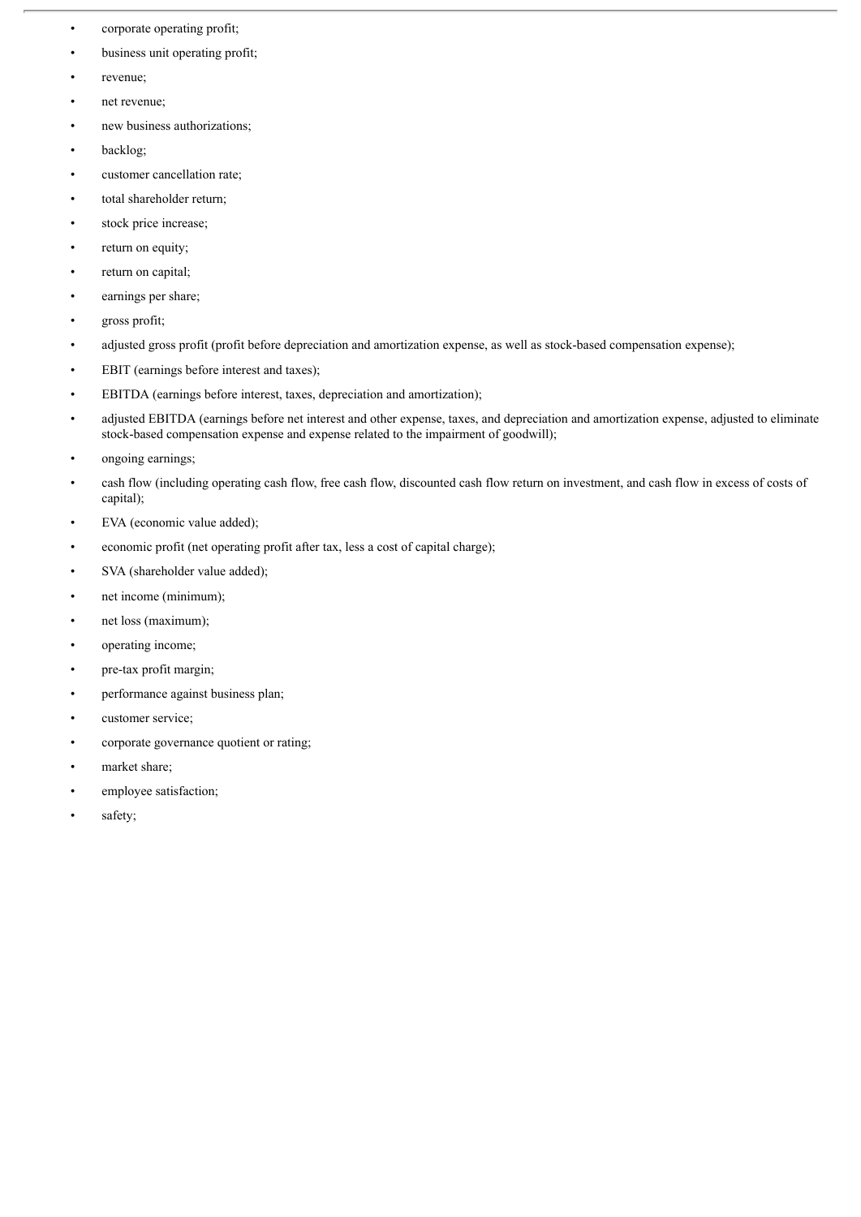- corporate operating profit;
- business unit operating profit;
- revenue;
- net revenue;
- new business authorizations;
- backlog;
- customer cancellation rate;
- total shareholder return;
- stock price increase;
- return on equity;
- return on capital;
- earnings per share;
- gross profit;
- adjusted gross profit (profit before depreciation and amortization expense, as well as stock-based compensation expense);
- EBIT (earnings before interest and taxes);
- EBITDA (earnings before interest, taxes, depreciation and amortization);
- adjusted EBITDA (earnings before net interest and other expense, taxes, and depreciation and amortization expense, adjusted to eliminate stock-based compensation expense and expense related to the impairment of goodwill);
- ongoing earnings;
- cash flow (including operating cash flow, free cash flow, discounted cash flow return on investment, and cash flow in excess of costs of capital);
- EVA (economic value added);
- economic profit (net operating profit after tax, less a cost of capital charge);
- SVA (shareholder value added);
- net income (minimum);
- net loss (maximum);
- operating income;
- pre-tax profit margin;
- performance against business plan;
- customer service;
- corporate governance quotient or rating;
- market share;
- employee satisfaction;
- safety;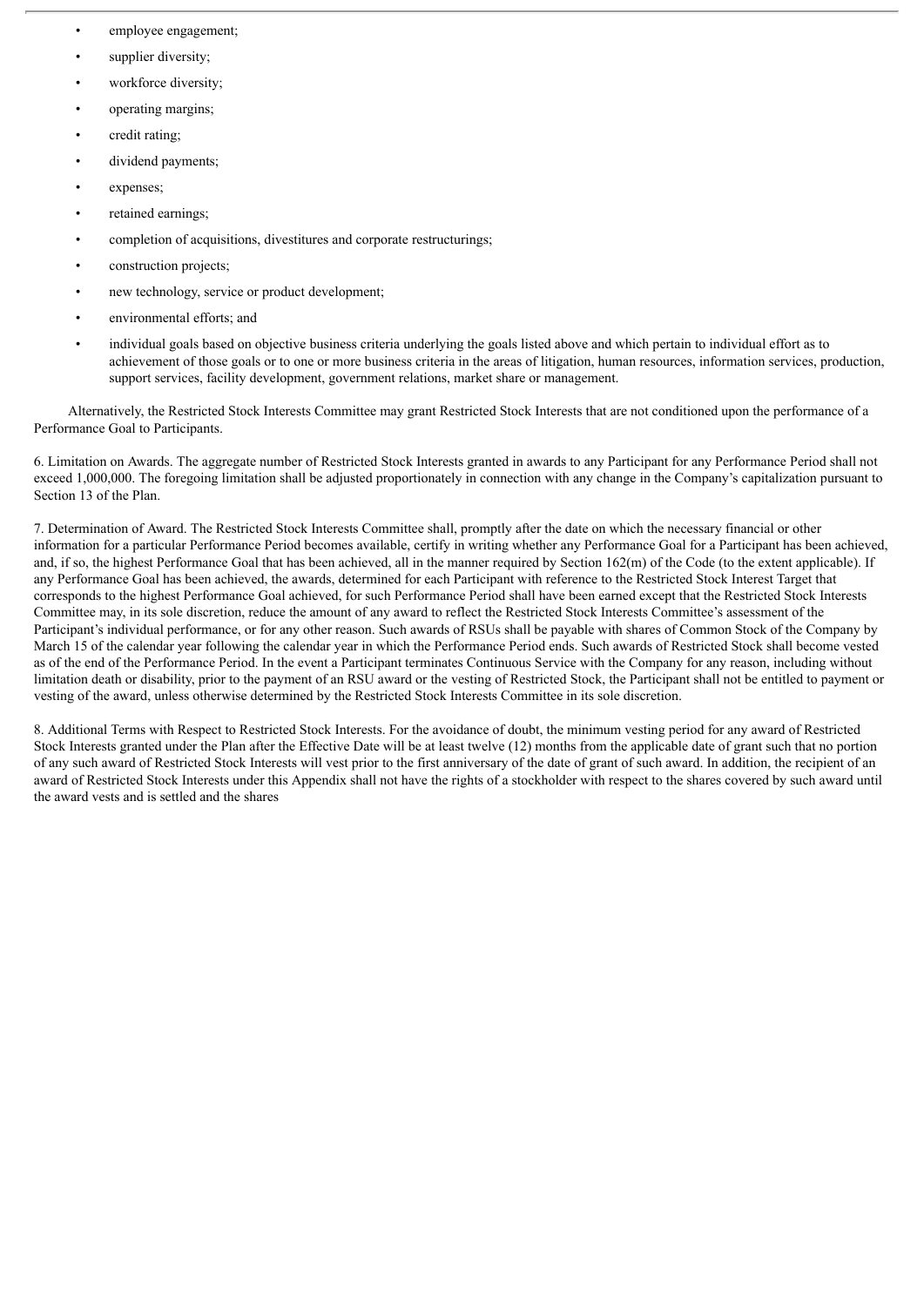- employee engagement;
- supplier diversity;
- workforce diversity;
- operating margins;
- credit rating;
- dividend payments;
- expenses;
- retained earnings;
- completion of acquisitions, divestitures and corporate restructurings;
- construction projects;
- new technology, service or product development;
- environmental efforts; and
- individual goals based on objective business criteria underlying the goals listed above and which pertain to individual effort as to achievement of those goals or to one or more business criteria in the areas of litigation, human resources, information services, production, support services, facility development, government relations, market share or management.

Alternatively, the Restricted Stock Interests Committee may grant Restricted Stock Interests that are not conditioned upon the performance of a Performance Goal to Participants.

6. Limitation on Awards. The aggregate number of Restricted Stock Interests granted in awards to any Participant for any Performance Period shall not exceed 1,000,000. The foregoing limitation shall be adjusted proportionately in connection with any change in the Company's capitalization pursuant to Section 13 of the Plan.

7. Determination of Award. The Restricted Stock Interests Committee shall, promptly after the date on which the necessary financial or other information for a particular Performance Period becomes available, certify in writing whether any Performance Goal for a Participant has been achieved, and, if so, the highest Performance Goal that has been achieved, all in the manner required by Section 162(m) of the Code (to the extent applicable). If any Performance Goal has been achieved, the awards, determined for each Participant with reference to the Restricted Stock Interest Target that corresponds to the highest Performance Goal achieved, for such Performance Period shall have been earned except that the Restricted Stock Interests Committee may, in its sole discretion, reduce the amount of any award to reflect the Restricted Stock Interests Committee's assessment of the Participant's individual performance, or for any other reason. Such awards of RSUs shall be payable with shares of Common Stock of the Company by March 15 of the calendar year following the calendar year in which the Performance Period ends. Such awards of Restricted Stock shall become vested as of the end of the Performance Period. In the event a Participant terminates Continuous Service with the Company for any reason, including without limitation death or disability, prior to the payment of an RSU award or the vesting of Restricted Stock, the Participant shall not be entitled to payment or vesting of the award, unless otherwise determined by the Restricted Stock Interests Committee in its sole discretion.

8. Additional Terms with Respect to Restricted Stock Interests. For the avoidance of doubt, the minimum vesting period for any award of Restricted Stock Interests granted under the Plan after the Effective Date will be at least twelve (12) months from the applicable date of grant such that no portion of any such award of Restricted Stock Interests will vest prior to the first anniversary of the date of grant of such award. In addition, the recipient of an award of Restricted Stock Interests under this Appendix shall not have the rights of a stockholder with respect to the shares covered by such award until the award vests and is settled and the shares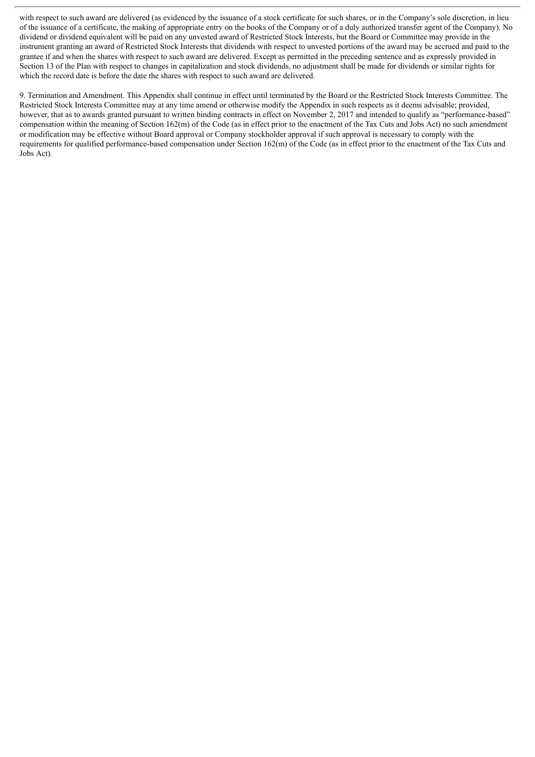with respect to such award are delivered (as evidenced by the issuance of a stock certificate for such shares, or in the Company's sole discretion, in lieu of the issuance of a certificate, the making of appropriate entry on the books of the Company or of a duly authorized transfer agent of the Company). No dividend or dividend equivalent will be paid on any unvested award of Restricted Stock Interests, but the Board or Committee may provide in the instrument granting an award of Restricted Stock Interests that dividends with respect to unvested portions of the award may be accrued and paid to the grantee if and when the shares with respect to such award are delivered. Except as permitted in the preceding sentence and as expressly provided in Section 13 of the Plan with respect to changes in capitalization and stock dividends, no adjustment shall be made for dividends or similar rights for which the record date is before the date the shares with respect to such award are delivered.

9. Termination and Amendment. This Appendix shall continue in effect until terminated by the Board or the Restricted Stock Interests Committee. The Restricted Stock Interests Committee may at any time amend or otherwise modify the Appendix in such respects as it deems advisable; provided, however, that as to awards granted pursuant to written binding contracts in effect on November 2, 2017 and intended to qualify as "performance-based" compensation within the meaning of Section 162(m) of the Code (as in effect prior to the enactment of the Tax Cuts and Jobs Act) no such amendment or modification may be effective without Board approval or Company stockholder approval if such approval is necessary to comply with the requirements for qualified performance-based compensation under Section 162(m) of the Code (as in effect prior to the enactment of the Tax Cuts and Jobs Act).